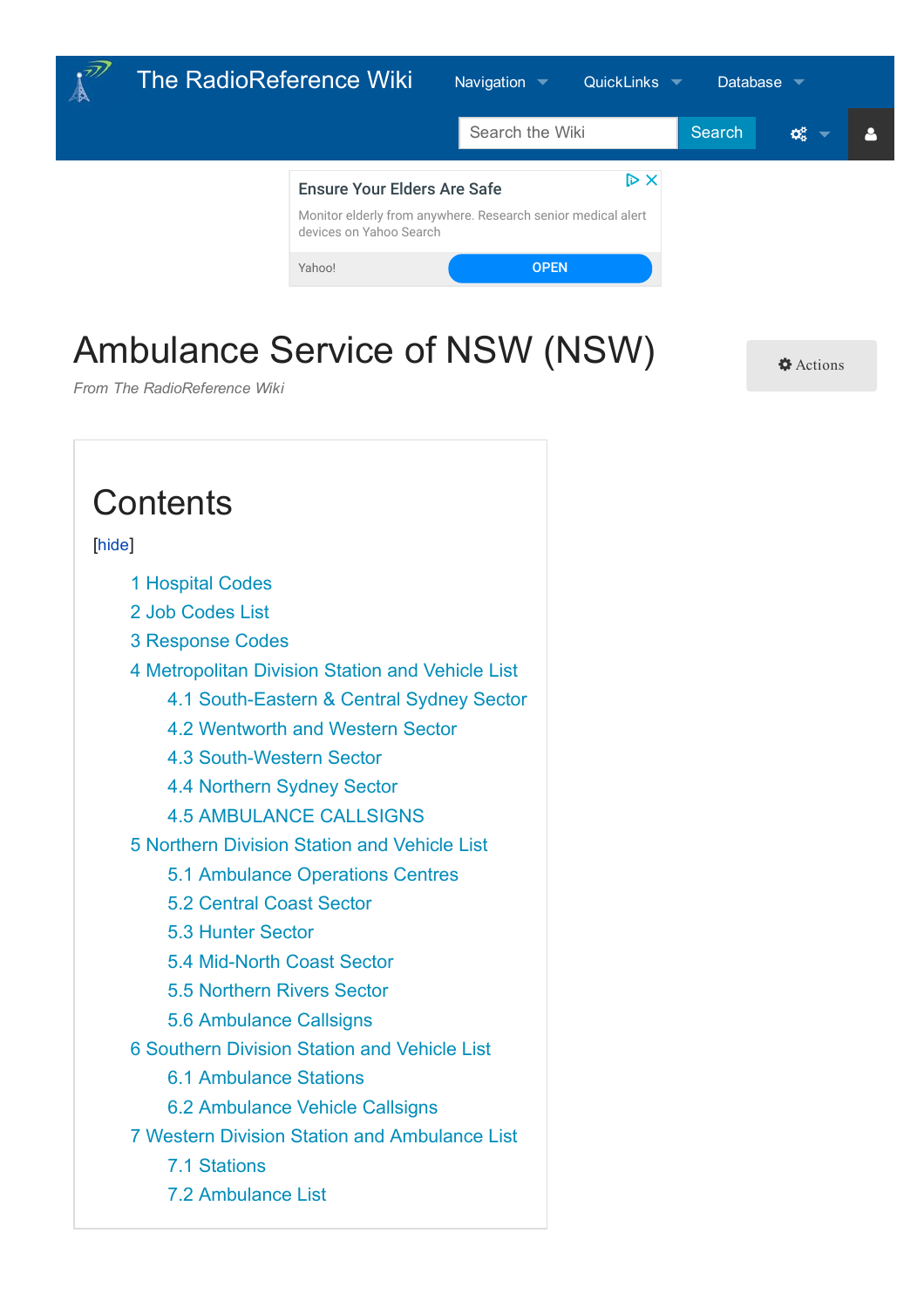# Ambulance Service of NSW (NSW)

*From The RadioReference Wiki*

## Contents

[hide]

- 1 Hospital Codes
- 2 Job Codes List
- 3 Response Codes
- 4 Metropolitan Division Station and Vehicle List
  - 4.1 South-Eastern & Central Sydney Sector
  - 4.2 Wentworth and Western Sector
  - 4.3 South-Western Sector
  - 4.4 Northern Sydney Sector
  - 4.5 AMBULANCE CALLSIGNS
- 5 Northern Division Station and Vehicle List
  - 5.1 Ambulance Operations Centres
  - 5.2 Central Coast Sector
  - 5.3 Hunter Sector
  - 5.4 Mid-North Coast Sector
  - 5.5 Northern Rivers Sector
  - 5.6 Ambulance Callsigns
- 6 Southern Division Station and Vehicle List
  - 6.1 Ambulance Stations
  - 6.2 Ambulance Vehicle Callsigns
- 7 Western Division Station and Ambulance List
  - 7.1 Stations
  - 7.2 Ambulance List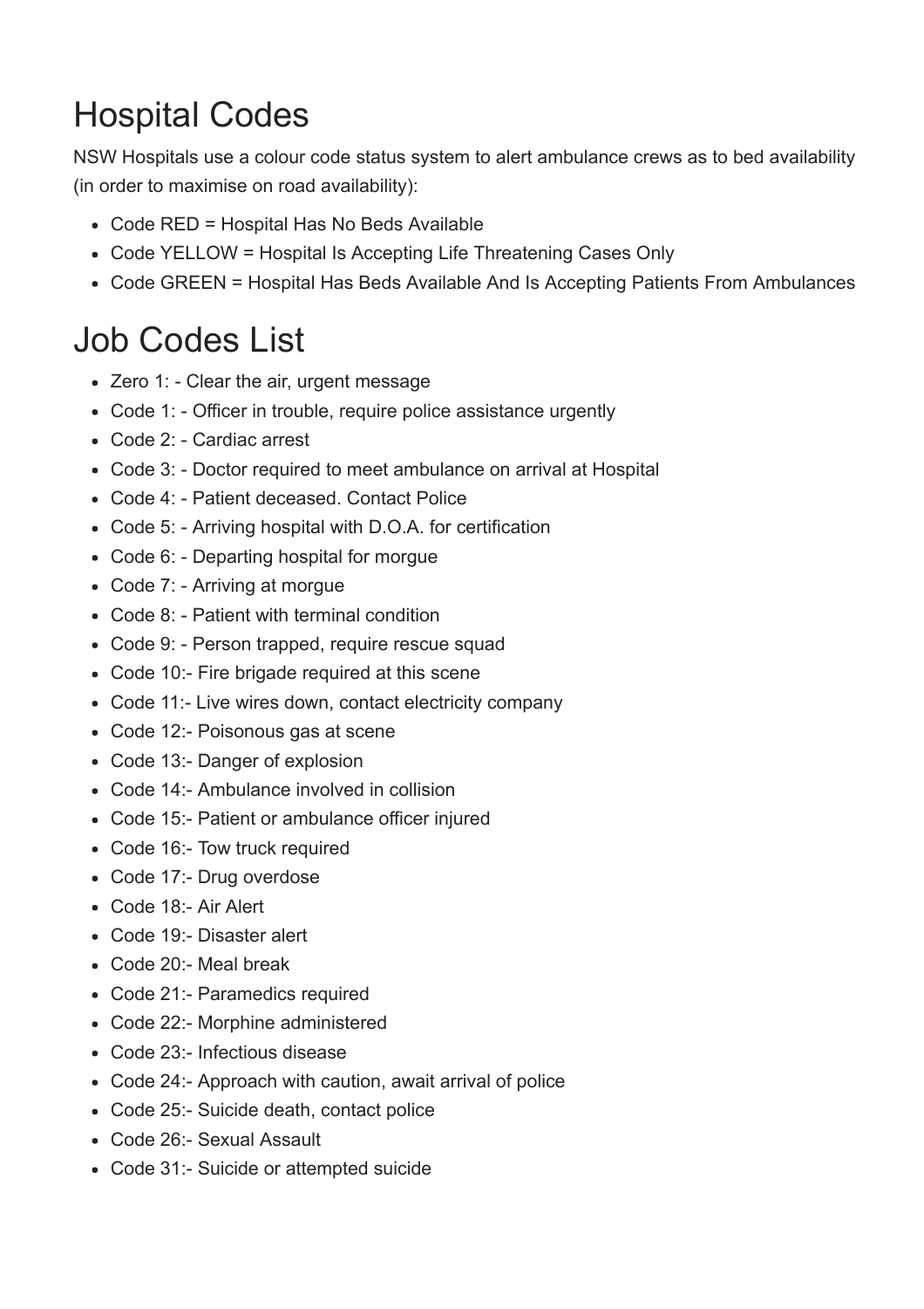# Hospital Codes

NSW Hospitals use a colour code status system to alert ambulance crews as to bed availability (in order to maximise on road availability):

- Code RED = Hospital Has No Beds Available
- Code YELLOW = Hospital Is Accepting Life Threatening Cases Only
- Code GREEN = Hospital Has Beds Available And Is Accepting Patients From Ambulances

# Job Codes List

- Zero 1: - Clear the air, urgent message
- Code 1: - Officer in trouble, require police assistance urgently
- Code 2: - Cardiac arrest
- Code 3: - Doctor required to meet ambulance on arrival at Hospital
- Code 4: - Patient deceased. Contact Police
- Code 5: - Arriving hospital with D.O.A. for certification
- Code 6: - Departing hospital for morgue
- Code 7: - Arriving at morgue
- Code 8: - Patient with terminal condition
- Code 9: - Person trapped, require rescue squad
- Code 10:- Fire brigade required at this scene
- Code 11:- Live wires down, contact electricity company
- Code 12:- Poisonous gas at scene
- Code 13:- Danger of explosion
- Code 14:- Ambulance involved in collision
- Code 15:- Patient or ambulance officer injured
- Code 16:- Tow truck required
- Code 17:- Drug overdose
- Code 18:- Air Alert
- Code 19:- Disaster alert
- Code 20:- Meal break
- Code 21:- Paramedics required
- Code 22:- Morphine administered
- Code 23:- Infectious disease
- Code 24:- Approach with caution, await arrival of police
- Code 25:- Suicide death, contact police
- Code 26:- Sexual Assault
- Code 31:- Suicide or attempted suicide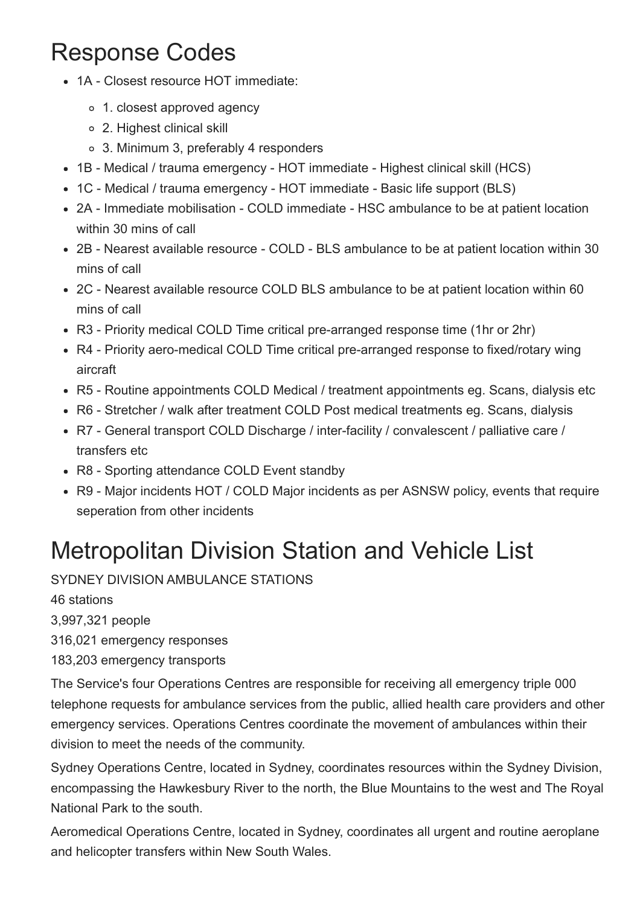# Response Codes

- 1A - Closest resource HOT immediate:
  - 1. closest approved agency
  - 2. Highest clinical skill
  - 3. Minimum 3, preferably 4 responders
- 1B - Medical / trauma emergency - HOT immediate - Highest clinical skill (HCS)
- 1C - Medical / trauma emergency - HOT immediate - Basic life support (BLS)
- 2A - Immediate mobilisation - COLD immediate - HSC ambulance to be at patient location within 30 mins of call
- 2B - Nearest available resource - COLD - BLS ambulance to be at patient location within 30 mins of call
- 2C - Nearest available resource COLD BLS ambulance to be at patient location within 60 mins of call
- R3 - Priority medical COLD Time critical pre-arranged response time (1hr or 2hr)
- R4 - Priority aero-medical COLD Time critical pre-arranged response to fixed/rotary wing aircraft
- R5 - Routine appointments COLD Medical / treatment appointments eg. Scans, dialysis etc
- R6 - Stretcher / walk after treatment COLD Post medical treatments eg. Scans, dialysis
- R7 - General transport COLD Discharge / inter-facility / convalescent / palliative care / transfers etc
- R8 - Sporting attendance COLD Event standby
- R9 - Major incidents HOT / COLD Major incidents as per ASNSW policy, events that require seperation from other incidents

# Metropolitan Division Station and Vehicle List

SYDNEY DIVISION AMBULANCE STATIONS

46 stations

3,997,321 people

316,021 emergency responses

183,203 emergency transports

The Service's four Operations Centres are responsible for receiving all emergency triple 000 telephone requests for ambulance services from the public, allied health care providers and other emergency services. Operations Centres coordinate the movement of ambulances within their division to meet the needs of the community.

Sydney Operations Centre, located in Sydney, coordinates resources within the Sydney Division, encompassing the Hawkesbury River to the north, the Blue Mountains to the west and The Royal National Park to the south.

Aeromedical Operations Centre, located in Sydney, coordinates all urgent and routine aeroplane and helicopter transfers within New South Wales.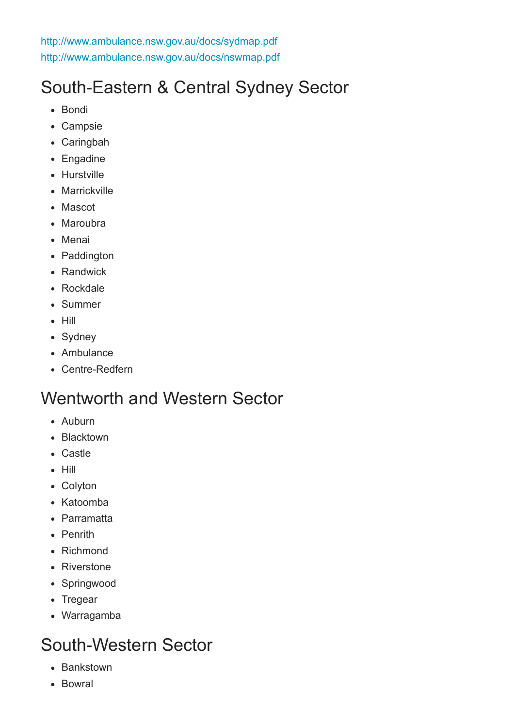http://www.ambulance.nsw.gov.au/docs/sydmap.pdf
http://www.ambulance.nsw.gov.au/docs/nswmap.pdf

## South-Eastern & Central Sydney Sector

- Bondi
- Campsie
- Caringbah
- Engadine
- Hurstville
- Marrickville
- Mascot
- Maroubra
- Menai
- Paddington
- Randwick
- Rockdale
- Summer
- Hill
- Sydney
- Ambulance
- Centre-Redfern

## Wentworth and Western Sector

- Auburn
- Blacktown
- Castle
- Hill
- Colyton
- Katoomba
- Parramatta
- Penrith
- Richmond
- Riverstone
- Springwood
- Tregear
- Warragamba

## South-Western Sector

- Bankstown
- Bowral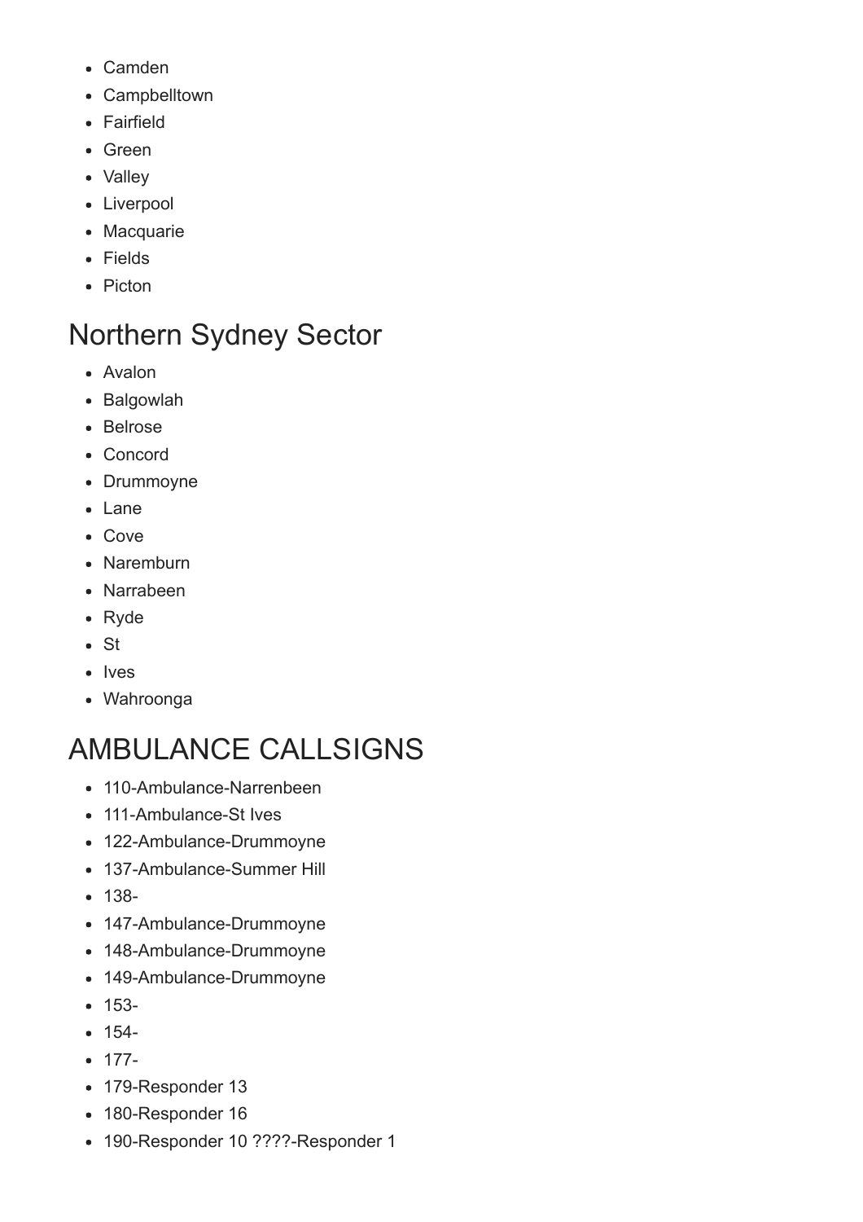- Camden
- Campbelltown
- Fairfield
- Green
- Valley
- Liverpool
- Macquarie
- Fields
- Picton

## Northern Sydney Sector

- Avalon
- Balgowlah
- Belrose
- Concord
- Drummoyne
- Lane
- Cove
- Naremburn
- Narrabeen
- Ryde
- St
- Ives
- Wahroonga

## AMBULANCE CALLSIGNS

- 110-Ambulance-Narrenbeen
- 111-Ambulance-St Ives
- 122-Ambulance-Drummoyne
- 137-Ambulance-Summer Hill
- 138-
- 147-Ambulance-Drummoyne
- 148-Ambulance-Drummoyne
- 149-Ambulance-Drummoyne
- 153-
- 154-
- 177-
- 179-Responder 13
- 180-Responder 16
- 190-Responder 10 ????-Responder 1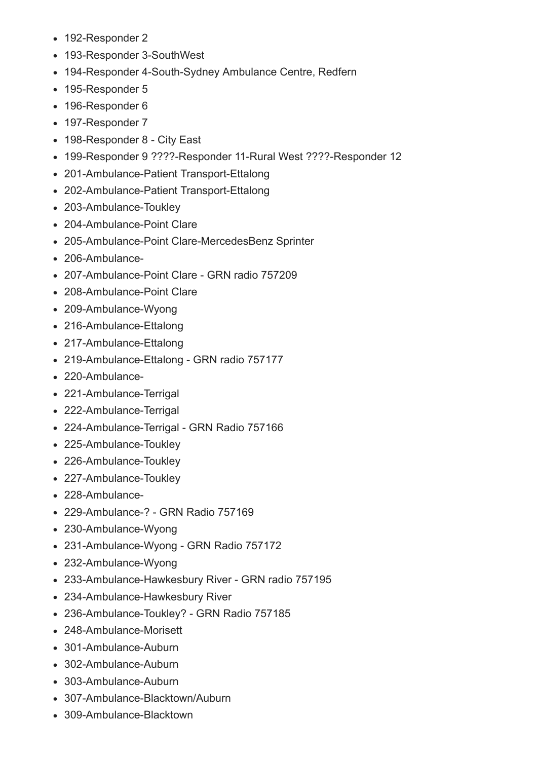- 192-Responder 2
- 193-Responder 3-SouthWest
- 194-Responder 4-South-Sydney Ambulance Centre, Redfern
- 195-Responder 5
- 196-Responder 6
- 197-Responder 7
- 198-Responder 8 - City East
- 199-Responder 9 ????-Responder 11-Rural West ????-Responder 12
- 201-Ambulance-Patient Transport-Ettalong
- 202-Ambulance-Patient Transport-Ettalong
- 203-Ambulance-Toukley
- 204-Ambulance-Point Clare
- 205-Ambulance-Point Clare-MercedesBenz Sprinter
- 206-Ambulance-
- 207-Ambulance-Point Clare - GRN radio 757209
- 208-Ambulance-Point Clare
- 209-Ambulance-Wyong
- 216-Ambulance-Ettalong
- 217-Ambulance-Ettalong
- 219-Ambulance-Ettalong - GRN radio 757177
- 220-Ambulance-
- 221-Ambulance-Terrigal
- 222-Ambulance-Terrigal
- 224-Ambulance-Terrigal - GRN Radio 757166
- 225-Ambulance-Toukley
- 226-Ambulance-Toukley
- 227-Ambulance-Toukley
- 228-Ambulance-
- 229-Ambulance-? - GRN Radio 757169
- 230-Ambulance-Wyong
- 231-Ambulance-Wyong - GRN Radio 757172
- 232-Ambulance-Wyong
- 233-Ambulance-Hawkesbury River - GRN radio 757195
- 234-Ambulance-Hawkesbury River
- 236-Ambulance-Toukley? - GRN Radio 757185
- 248-Ambulance-Morisett
- 301-Ambulance-Auburn
- 302-Ambulance-Auburn
- 303-Ambulance-Auburn
- 307-Ambulance-Blacktown/Auburn
- 309-Ambulance-Blacktown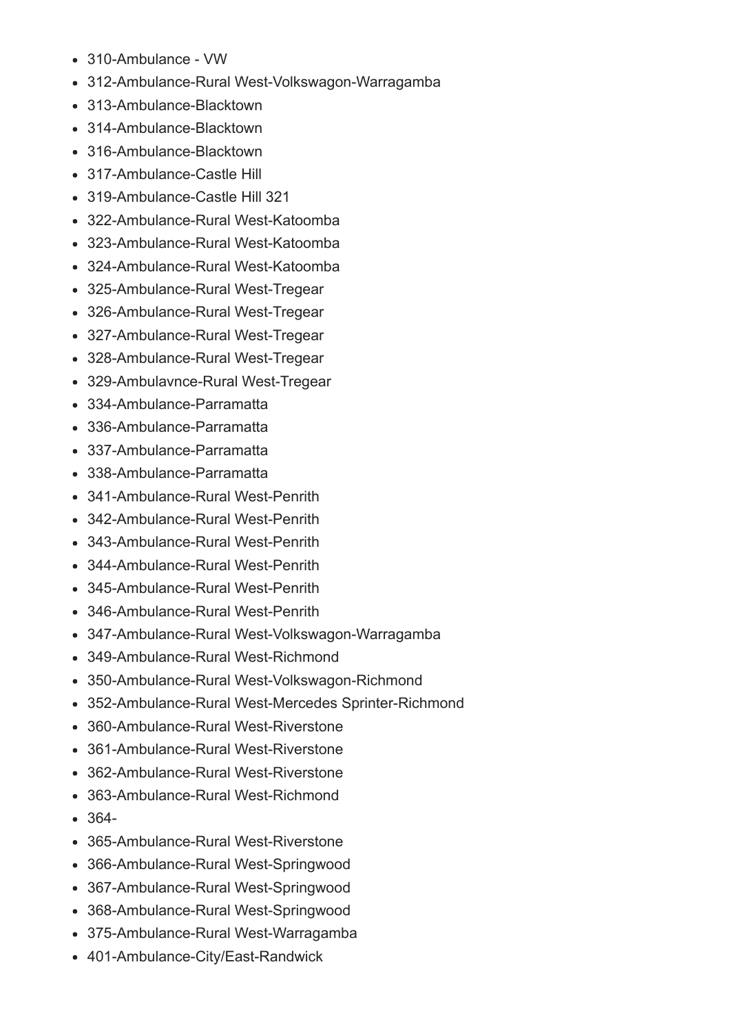- 310-Ambulance - VW
- 312-Ambulance-Rural West-Volkswagon-Warragamba
- 313-Ambulance-Blacktown
- 314-Ambulance-Blacktown
- 316-Ambulance-Blacktown
- 317-Ambulance-Castle Hill
- 319-Ambulance-Castle Hill 321
- 322-Ambulance-Rural West-Katoomba
- 323-Ambulance-Rural West-Katoomba
- 324-Ambulance-Rural West-Katoomba
- 325-Ambulance-Rural West-Tregear
- 326-Ambulance-Rural West-Tregear
- 327-Ambulance-Rural West-Tregear
- 328-Ambulance-Rural West-Tregear
- 329-Ambulavnce-Rural West-Tregear
- 334-Ambulance-Parramatta
- 336-Ambulance-Parramatta
- 337-Ambulance-Parramatta
- 338-Ambulance-Parramatta
- 341-Ambulance-Rural West-Penrith
- 342-Ambulance-Rural West-Penrith
- 343-Ambulance-Rural West-Penrith
- 344-Ambulance-Rural West-Penrith
- 345-Ambulance-Rural West-Penrith
- 346-Ambulance-Rural West-Penrith
- 347-Ambulance-Rural West-Volkswagon-Warragamba
- 349-Ambulance-Rural West-Richmond
- 350-Ambulance-Rural West-Volkswagon-Richmond
- 352-Ambulance-Rural West-Mercedes Sprinter-Richmond
- 360-Ambulance-Rural West-Riverstone
- 361-Ambulance-Rural West-Riverstone
- 362-Ambulance-Rural West-Riverstone
- 363-Ambulance-Rural West-Richmond
- 364-
- 365-Ambulance-Rural West-Riverstone
- 366-Ambulance-Rural West-Springwood
- 367-Ambulance-Rural West-Springwood
- 368-Ambulance-Rural West-Springwood
- 375-Ambulance-Rural West-Warragamba
- 401-Ambulance-City/East-Randwick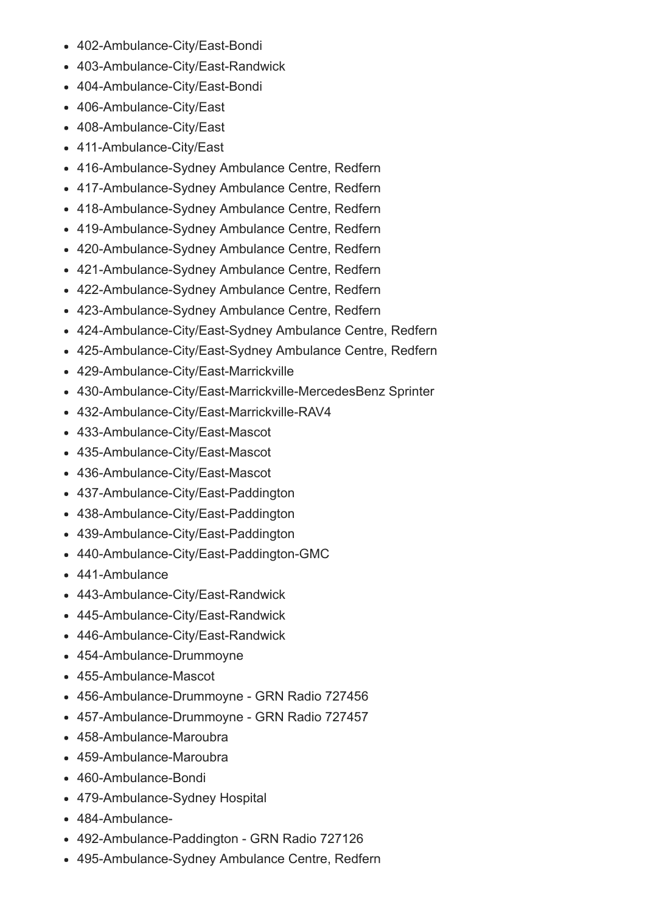- 402-Ambulance-City/East-Bondi
- 403-Ambulance-City/East-Randwick
- 404-Ambulance-City/East-Bondi
- 406-Ambulance-City/East
- 408-Ambulance-City/East
- 411-Ambulance-City/East
- 416-Ambulance-Sydney Ambulance Centre, Redfern
- 417-Ambulance-Sydney Ambulance Centre, Redfern
- 418-Ambulance-Sydney Ambulance Centre, Redfern
- 419-Ambulance-Sydney Ambulance Centre, Redfern
- 420-Ambulance-Sydney Ambulance Centre, Redfern
- 421-Ambulance-Sydney Ambulance Centre, Redfern
- 422-Ambulance-Sydney Ambulance Centre, Redfern
- 423-Ambulance-Sydney Ambulance Centre, Redfern
- 424-Ambulance-City/East-Sydney Ambulance Centre, Redfern
- 425-Ambulance-City/East-Sydney Ambulance Centre, Redfern
- 429-Ambulance-City/East-Marrickville
- 430-Ambulance-City/East-Marrickville-MercedesBenz Sprinter
- 432-Ambulance-City/East-Marrickville-RAV4
- 433-Ambulance-City/East-Mascot
- 435-Ambulance-City/East-Mascot
- 436-Ambulance-City/East-Mascot
- 437-Ambulance-City/East-Paddington
- 438-Ambulance-City/East-Paddington
- 439-Ambulance-City/East-Paddington
- 440-Ambulance-City/East-Paddington-GMC
- 441-Ambulance
- 443-Ambulance-City/East-Randwick
- 445-Ambulance-City/East-Randwick
- 446-Ambulance-City/East-Randwick
- 454-Ambulance-Drummoyne
- 455-Ambulance-Mascot
- 456-Ambulance-Drummoyne - GRN Radio 727456
- 457-Ambulance-Drummoyne - GRN Radio 727457
- 458-Ambulance-Maroubra
- 459-Ambulance-Maroubra
- 460-Ambulance-Bondi
- 479-Ambulance-Sydney Hospital
- 484-Ambulance-
- 492-Ambulance-Paddington - GRN Radio 727126
- 495-Ambulance-Sydney Ambulance Centre, Redfern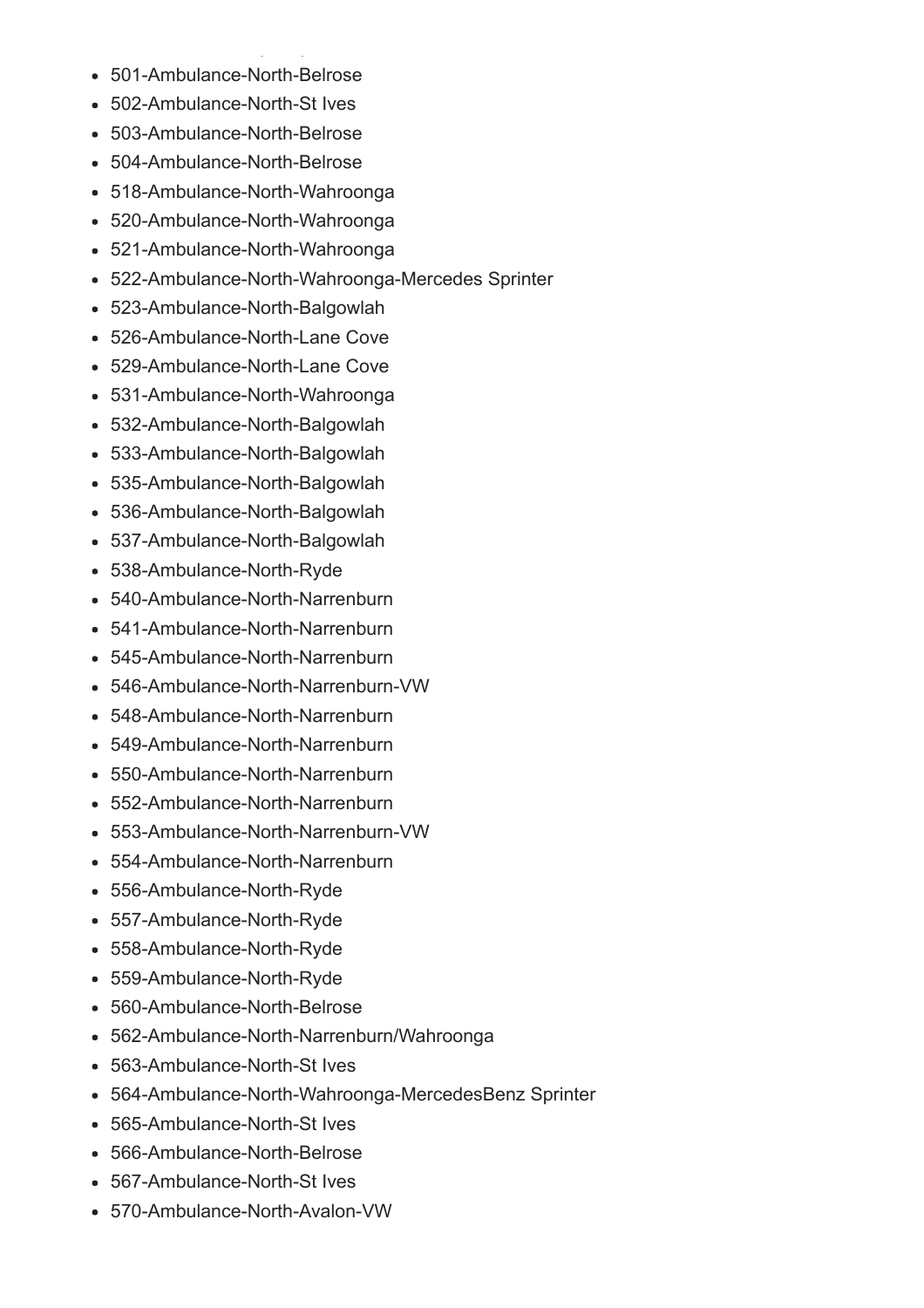- 501-Ambulance-North-Belrose
- 502-Ambulance-North-St Ives
- 503-Ambulance-North-Belrose
- 504-Ambulance-North-Belrose
- 518-Ambulance-North-Wahroonga
- 520-Ambulance-North-Wahroonga
- 521-Ambulance-North-Wahroonga
- 522-Ambulance-North-Wahroonga-Mercedes Sprinter
- 523-Ambulance-North-Balgowlah
- 526-Ambulance-North-Lane Cove
- 529-Ambulance-North-Lane Cove
- 531-Ambulance-North-Wahroonga
- 532-Ambulance-North-Balgowlah
- 533-Ambulance-North-Balgowlah
- 535-Ambulance-North-Balgowlah
- 536-Ambulance-North-Balgowlah
- 537-Ambulance-North-Balgowlah
- 538-Ambulance-North-Ryde
- 540-Ambulance-North-Narrenburn
- 541-Ambulance-North-Narrenburn
- 545-Ambulance-North-Narrenburn
- 546-Ambulance-North-Narrenburn-VW
- 548-Ambulance-North-Narrenburn
- 549-Ambulance-North-Narrenburn
- 550-Ambulance-North-Narrenburn
- 552-Ambulance-North-Narrenburn
- 553-Ambulance-North-Narrenburn-VW
- 554-Ambulance-North-Narrenburn
- 556-Ambulance-North-Ryde
- 557-Ambulance-North-Ryde
- 558-Ambulance-North-Ryde
- 559-Ambulance-North-Ryde
- 560-Ambulance-North-Belrose
- 562-Ambulance-North-Narrenburn/Wahroonga
- 563-Ambulance-North-St Ives
- 564-Ambulance-North-Wahroonga-MercedesBenz Sprinter
- 565-Ambulance-North-St Ives
- 566-Ambulance-North-Belrose
- 567-Ambulance-North-St Ives
- 570-Ambulance-North-Avalon-VW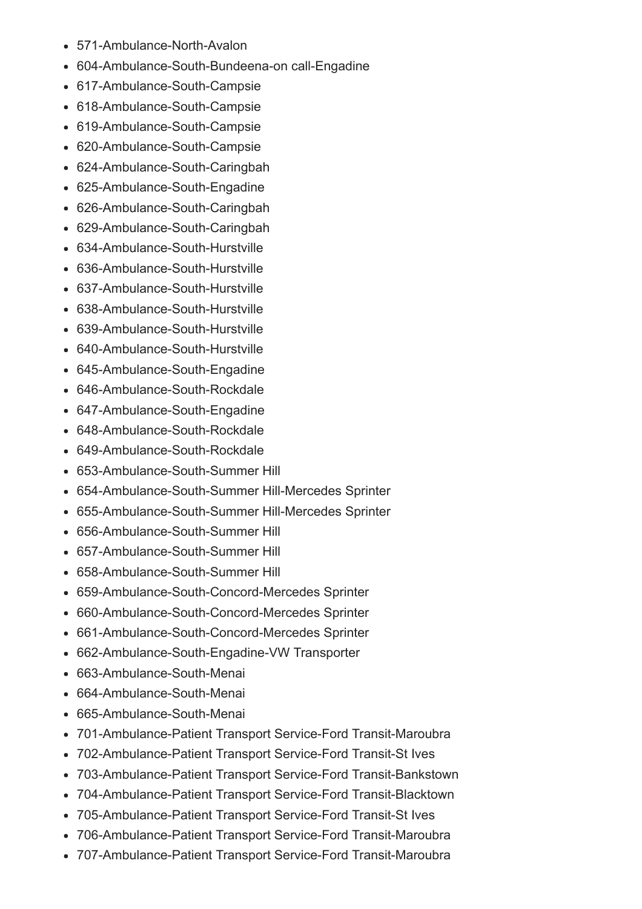- 571-Ambulance-North-Avalon
- 604-Ambulance-South-Bundeena-on call-Engadine
- 617-Ambulance-South-Campsie
- 618-Ambulance-South-Campsie
- 619-Ambulance-South-Campsie
- 620-Ambulance-South-Campsie
- 624-Ambulance-South-Caringbah
- 625-Ambulance-South-Engadine
- 626-Ambulance-South-Caringbah
- 629-Ambulance-South-Caringbah
- 634-Ambulance-South-Hurstville
- 636-Ambulance-South-Hurstville
- 637-Ambulance-South-Hurstville
- 638-Ambulance-South-Hurstville
- 639-Ambulance-South-Hurstville
- 640-Ambulance-South-Hurstville
- 645-Ambulance-South-Engadine
- 646-Ambulance-South-Rockdale
- 647-Ambulance-South-Engadine
- 648-Ambulance-South-Rockdale
- 649-Ambulance-South-Rockdale
- 653-Ambulance-South-Summer Hill
- 654-Ambulance-South-Summer Hill-Mercedes Sprinter
- 655-Ambulance-South-Summer Hill-Mercedes Sprinter
- 656-Ambulance-South-Summer Hill
- 657-Ambulance-South-Summer Hill
- 658-Ambulance-South-Summer Hill
- 659-Ambulance-South-Concord-Mercedes Sprinter
- 660-Ambulance-South-Concord-Mercedes Sprinter
- 661-Ambulance-South-Concord-Mercedes Sprinter
- 662-Ambulance-South-Engadine-VW Transporter
- 663-Ambulance-South-Menai
- 664-Ambulance-South-Menai
- 665-Ambulance-South-Menai
- 701-Ambulance-Patient Transport Service-Ford Transit-Maroubra
- 702-Ambulance-Patient Transport Service-Ford Transit-St Ives
- 703-Ambulance-Patient Transport Service-Ford Transit-Bankstown
- 704-Ambulance-Patient Transport Service-Ford Transit-Blacktown
- 705-Ambulance-Patient Transport Service-Ford Transit-St Ives
- 706-Ambulance-Patient Transport Service-Ford Transit-Maroubra
- 707-Ambulance-Patient Transport Service-Ford Transit-Maroubra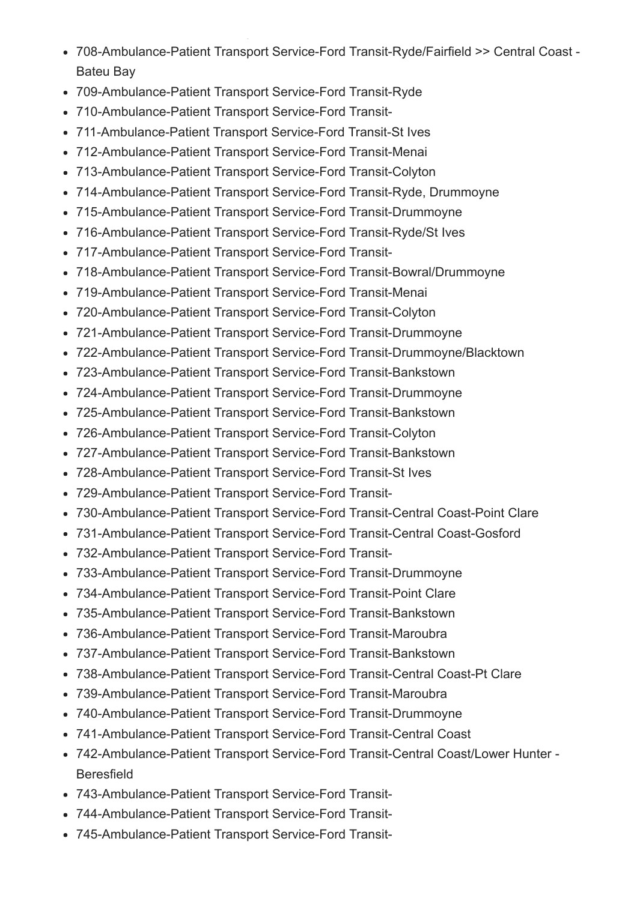- 708-Ambulance-Patient Transport Service-Ford Transit-Ryde/Fairfield >> Central Coast - Bateu Bay
- 709-Ambulance-Patient Transport Service-Ford Transit-Ryde
- 710-Ambulance-Patient Transport Service-Ford Transit-
- 711-Ambulance-Patient Transport Service-Ford Transit-St Ives
- 712-Ambulance-Patient Transport Service-Ford Transit-Menai
- 713-Ambulance-Patient Transport Service-Ford Transit-Colyton
- 714-Ambulance-Patient Transport Service-Ford Transit-Ryde, Drummoyne
- 715-Ambulance-Patient Transport Service-Ford Transit-Drummoyne
- 716-Ambulance-Patient Transport Service-Ford Transit-Ryde/St Ives
- 717-Ambulance-Patient Transport Service-Ford Transit-
- 718-Ambulance-Patient Transport Service-Ford Transit-Bowral/Drummoyne
- 719-Ambulance-Patient Transport Service-Ford Transit-Menai
- 720-Ambulance-Patient Transport Service-Ford Transit-Colyton
- 721-Ambulance-Patient Transport Service-Ford Transit-Drummoyne
- 722-Ambulance-Patient Transport Service-Ford Transit-Drummoyne/Blacktown
- 723-Ambulance-Patient Transport Service-Ford Transit-Bankstown
- 724-Ambulance-Patient Transport Service-Ford Transit-Drummoyne
- 725-Ambulance-Patient Transport Service-Ford Transit-Bankstown
- 726-Ambulance-Patient Transport Service-Ford Transit-Colyton
- 727-Ambulance-Patient Transport Service-Ford Transit-Bankstown
- 728-Ambulance-Patient Transport Service-Ford Transit-St Ives
- 729-Ambulance-Patient Transport Service-Ford Transit-
- 730-Ambulance-Patient Transport Service-Ford Transit-Central Coast-Point Clare
- 731-Ambulance-Patient Transport Service-Ford Transit-Central Coast-Gosford
- 732-Ambulance-Patient Transport Service-Ford Transit-
- 733-Ambulance-Patient Transport Service-Ford Transit-Drummoyne
- 734-Ambulance-Patient Transport Service-Ford Transit-Point Clare
- 735-Ambulance-Patient Transport Service-Ford Transit-Bankstown
- 736-Ambulance-Patient Transport Service-Ford Transit-Maroubra
- 737-Ambulance-Patient Transport Service-Ford Transit-Bankstown
- 738-Ambulance-Patient Transport Service-Ford Transit-Central Coast-Pt Clare
- 739-Ambulance-Patient Transport Service-Ford Transit-Maroubra
- 740-Ambulance-Patient Transport Service-Ford Transit-Drummoyne
- 741-Ambulance-Patient Transport Service-Ford Transit-Central Coast
- 742-Ambulance-Patient Transport Service-Ford Transit-Central Coast/Lower Hunter - Beresfield
- 743-Ambulance-Patient Transport Service-Ford Transit-
- 744-Ambulance-Patient Transport Service-Ford Transit-
- 745-Ambulance-Patient Transport Service-Ford Transit-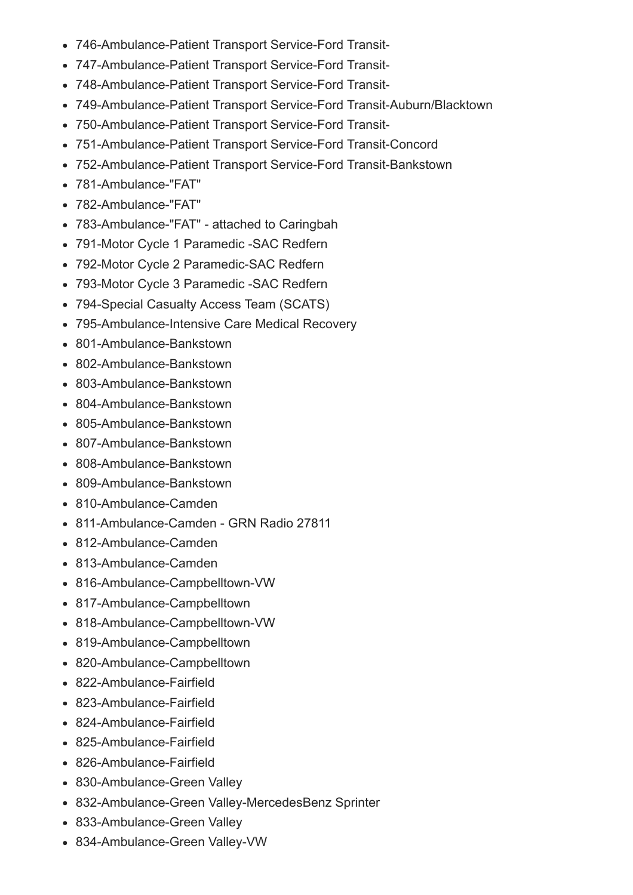- 746-Ambulance-Patient Transport Service-Ford Transit-
- 747-Ambulance-Patient Transport Service-Ford Transit-
- 748-Ambulance-Patient Transport Service-Ford Transit-
- 749-Ambulance-Patient Transport Service-Ford Transit-Auburn/Blacktown
- 750-Ambulance-Patient Transport Service-Ford Transit-
- 751-Ambulance-Patient Transport Service-Ford Transit-Concord
- 752-Ambulance-Patient Transport Service-Ford Transit-Bankstown
- 781-Ambulance-"FAT"
- 782-Ambulance-"FAT"
- 783-Ambulance-"FAT" - attached to Caringbah
- 791-Motor Cycle 1 Paramedic -SAC Redfern
- 792-Motor Cycle 2 Paramedic-SAC Redfern
- 793-Motor Cycle 3 Paramedic -SAC Redfern
- 794-Special Casualty Access Team (SCATS)
- 795-Ambulance-Intensive Care Medical Recovery
- 801-Ambulance-Bankstown
- 802-Ambulance-Bankstown
- 803-Ambulance-Bankstown
- 804-Ambulance-Bankstown
- 805-Ambulance-Bankstown
- 807-Ambulance-Bankstown
- 808-Ambulance-Bankstown
- 809-Ambulance-Bankstown
- 810-Ambulance-Camden
- 811-Ambulance-Camden - GRN Radio 27811
- 812-Ambulance-Camden
- 813-Ambulance-Camden
- 816-Ambulance-Campbelltown-VW
- 817-Ambulance-Campbelltown
- 818-Ambulance-Campbelltown-VW
- 819-Ambulance-Campbelltown
- 820-Ambulance-Campbelltown
- 822-Ambulance-Fairfield
- 823-Ambulance-Fairfield
- 824-Ambulance-Fairfield
- 825-Ambulance-Fairfield
- 826-Ambulance-Fairfield
- 830-Ambulance-Green Valley
- 832-Ambulance-Green Valley-MercedesBenz Sprinter
- 833-Ambulance-Green Valley
- 834-Ambulance-Green Valley-VW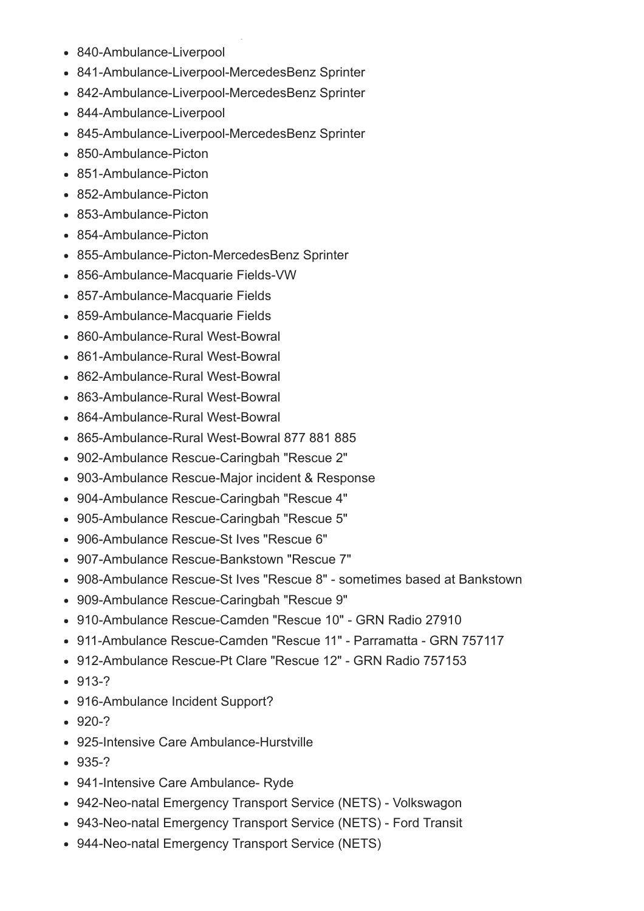- 840-Ambulance-Liverpool
- 841-Ambulance-Liverpool-MercedesBenz Sprinter
- 842-Ambulance-Liverpool-MercedesBenz Sprinter
- 844-Ambulance-Liverpool
- 845-Ambulance-Liverpool-MercedesBenz Sprinter
- 850-Ambulance-Picton
- 851-Ambulance-Picton
- 852-Ambulance-Picton
- 853-Ambulance-Picton
- 854-Ambulance-Picton
- 855-Ambulance-Picton-MercedesBenz Sprinter
- 856-Ambulance-Macquarie Fields-VW
- 857-Ambulance-Macquarie Fields
- 859-Ambulance-Macquarie Fields
- 860-Ambulance-Rural West-Bowral
- 861-Ambulance-Rural West-Bowral
- 862-Ambulance-Rural West-Bowral
- 863-Ambulance-Rural West-Bowral
- 864-Ambulance-Rural West-Bowral
- 865-Ambulance-Rural West-Bowral 877 881 885
- 902-Ambulance Rescue-Caringbah "Rescue 2"
- 903-Ambulance Rescue-Major incident & Response
- 904-Ambulance Rescue-Caringbah "Rescue 4"
- 905-Ambulance Rescue-Caringbah "Rescue 5"
- 906-Ambulance Rescue-St Ives "Rescue 6"
- 907-Ambulance Rescue-Bankstown "Rescue 7"
- 908-Ambulance Rescue-St Ives "Rescue 8" - sometimes based at Bankstown
- 909-Ambulance Rescue-Caringbah "Rescue 9"
- 910-Ambulance Rescue-Camden "Rescue 10" - GRN Radio 27910
- 911-Ambulance Rescue-Camden "Rescue 11" - Parramatta - GRN 757117
- 912-Ambulance Rescue-Pt Clare "Rescue 12" - GRN Radio 757153
- 913-?
- 916-Ambulance Incident Support?
- 920-?
- 925-Intensive Care Ambulance-Hurstville
- 935-?
- 941-Intensive Care Ambulance- Ryde
- 942-Neo-natal Emergency Transport Service (NETS) - Volkswagon
- 943-Neo-natal Emergency Transport Service (NETS) - Ford Transit
- 944-Neo-natal Emergency Transport Service (NETS)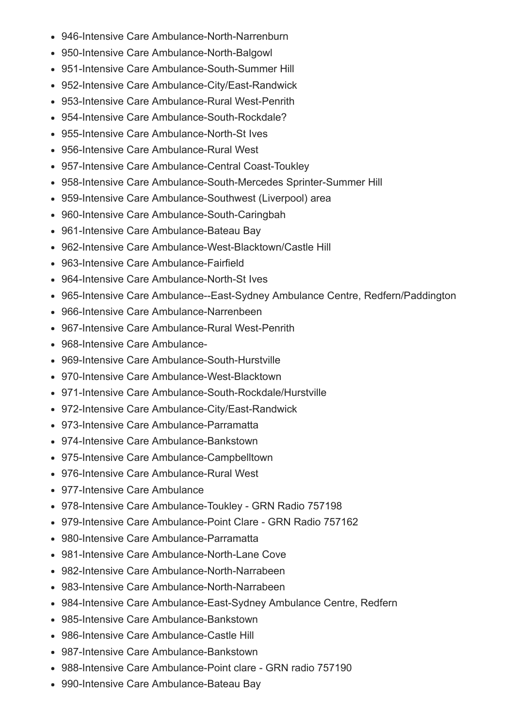- 946-Intensive Care Ambulance-North-Narrenburn
- 950-Intensive Care Ambulance-North-Balgowl
- 951-Intensive Care Ambulance-South-Summer Hill
- 952-Intensive Care Ambulance-City/East-Randwick
- 953-Intensive Care Ambulance-Rural West-Penrith
- 954-Intensive Care Ambulance-South-Rockdale?
- 955-Intensive Care Ambulance-North-St Ives
- 956-Intensive Care Ambulance-Rural West
- 957-Intensive Care Ambulance-Central Coast-Toukley
- 958-Intensive Care Ambulance-South-Mercedes Sprinter-Summer Hill
- 959-Intensive Care Ambulance-Southwest (Liverpool) area
- 960-Intensive Care Ambulance-South-Caringbah
- 961-Intensive Care Ambulance-Bateau Bay
- 962-Intensive Care Ambulance-West-Blacktown/Castle Hill
- 963-Intensive Care Ambulance-Fairfield
- 964-Intensive Care Ambulance-North-St Ives
- 965-Intensive Care Ambulance--East-Sydney Ambulance Centre, Redfern/Paddington
- 966-Intensive Care Ambulance-Narrenbeen
- 967-Intensive Care Ambulance-Rural West-Penrith
- 968-Intensive Care Ambulance-
- 969-Intensive Care Ambulance-South-Hurstville
- 970-Intensive Care Ambulance-West-Blacktown
- 971-Intensive Care Ambulance-South-Rockdale/Hurstville
- 972-Intensive Care Ambulance-City/East-Randwick
- 973-Intensive Care Ambulance-Parramatta
- 974-Intensive Care Ambulance-Bankstown
- 975-Intensive Care Ambulance-Campbelltown
- 976-Intensive Care Ambulance-Rural West
- 977-Intensive Care Ambulance
- 978-Intensive Care Ambulance-Toukley - GRN Radio 757198
- 979-Intensive Care Ambulance-Point Clare - GRN Radio 757162
- 980-Intensive Care Ambulance-Parramatta
- 981-Intensive Care Ambulance-North-Lane Cove
- 982-Intensive Care Ambulance-North-Narrabeen
- 983-Intensive Care Ambulance-North-Narrabeen
- 984-Intensive Care Ambulance-East-Sydney Ambulance Centre, Redfern
- 985-Intensive Care Ambulance-Bankstown
- 986-Intensive Care Ambulance-Castle Hill
- 987-Intensive Care Ambulance-Bankstown
- 988-Intensive Care Ambulance-Point clare - GRN radio 757190
- 990-Intensive Care Ambulance-Bateau Bay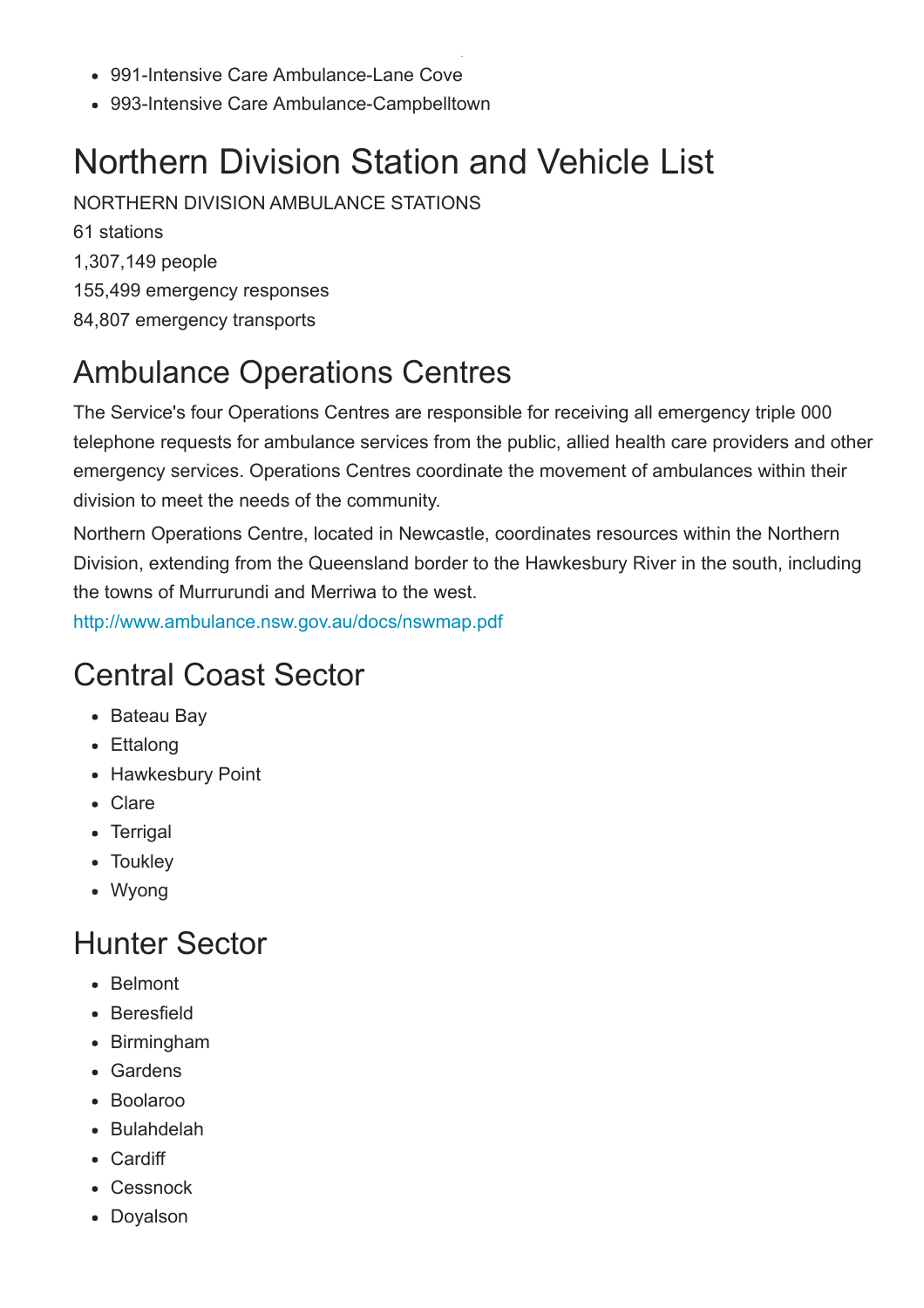- 991-Intensive Care Ambulance-Lane Cove
- 993-Intensive Care Ambulance-Campbelltown

# Northern Division Station and Vehicle List

NORTHERN DIVISION AMBULANCE STATIONS

61 stations

1,307,149 people

155,499 emergency responses

84,807 emergency transports

## Ambulance Operations Centres

The Service's four Operations Centres are responsible for receiving all emergency triple 000 telephone requests for ambulance services from the public, allied health care providers and other emergency services. Operations Centres coordinate the movement of ambulances within their division to meet the needs of the community.

Northern Operations Centre, located in Newcastle, coordinates resources within the Northern Division, extending from the Queensland border to the Hawkesbury River in the south, including the towns of Murrurundi and Merriwa to the west.

http://www.ambulance.nsw.gov.au/docs/nswmap.pdf

## Central Coast Sector

- Bateau Bay
- Ettalong
- Hawkesbury Point
- Clare
- Terrigal
- Toukley
- Wyong

## Hunter Sector

- Belmont
- Beresfield
- Birmingham
- Gardens
- Boolaroo
- Bulahdelah
- Cardiff
- Cessnock
- Doyalson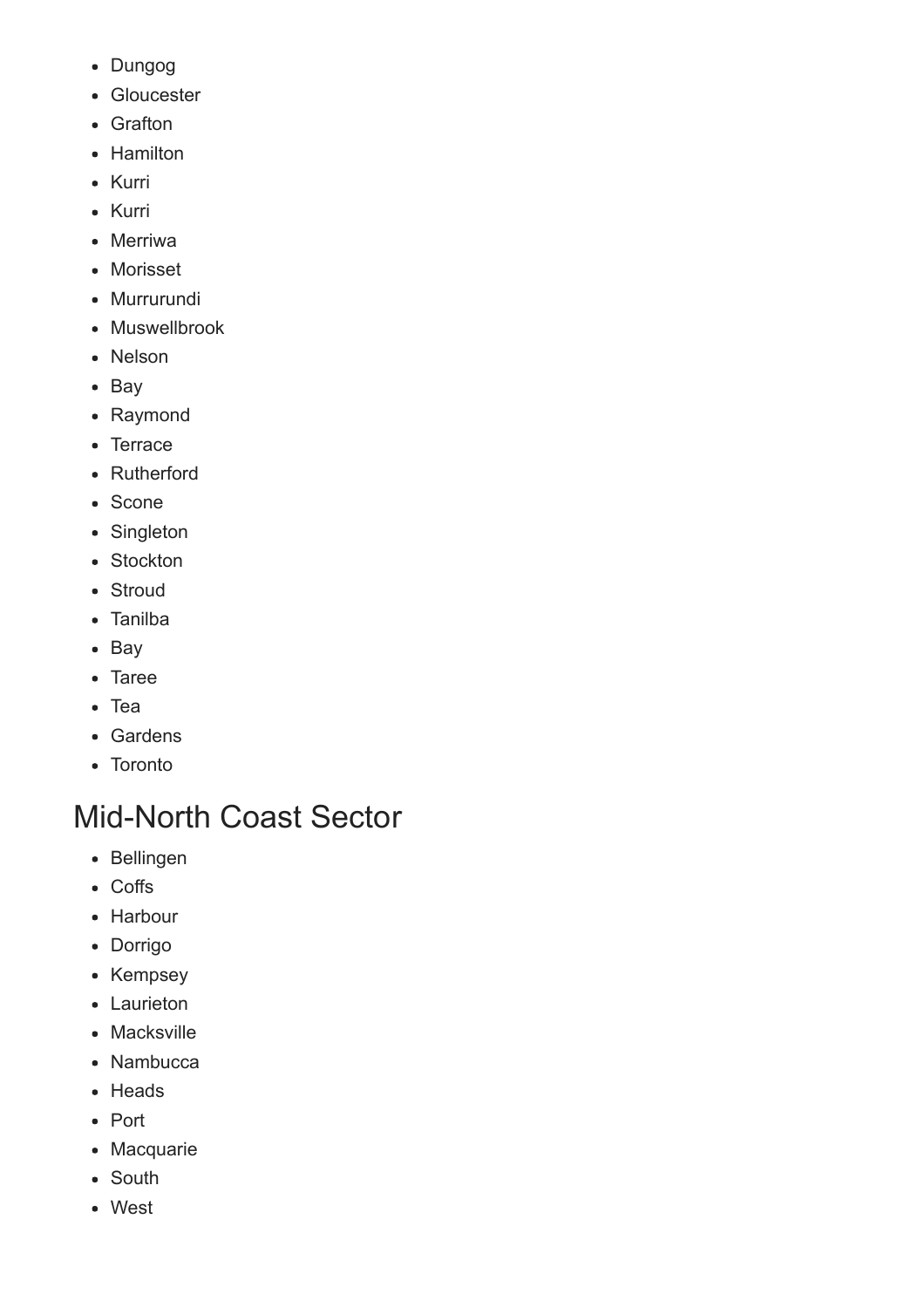- Dungog
- Gloucester
- Grafton
- Hamilton
- Kurri
- Kurri
- Merriwa
- Morisset
- Murrurundi
- Muswellbrook
- Nelson
- Bay
- Raymond
- Terrace
- Rutherford
- Scone
- Singleton
- Stockton
- Stroud
- Tanilba
- Bay
- Taree
- Tea
- Gardens
- Toronto

## Mid-North Coast Sector

- Bellingen
- Coffs
- Harbour
- Dorrigo
- Kempsey
- Laurieton
- Macksville
- Nambucca
- Heads
- Port
- Macquarie
- South
- West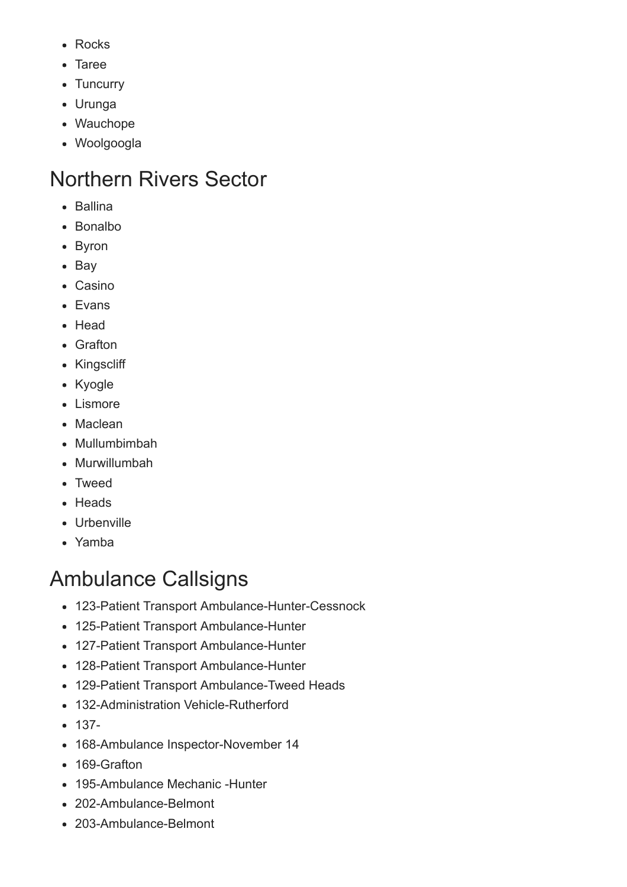- Rocks
- Taree
- Tuncurry
- Urunga
- Wauchope
- Woolgoogla

## Northern Rivers Sector

- Ballina
- Bonalbo
- Byron
- Bay
- Casino
- Evans
- Head
- Grafton
- Kingscliff
- Kyogle
- Lismore
- Maclean
- Mullumbimbah
- Murwillumbah
- Tweed
- Heads
- Urbenville
- Yamba

## Ambulance Callsigns

- 123-Patient Transport Ambulance-Hunter-Cessnock
- 125-Patient Transport Ambulance-Hunter
- 127-Patient Transport Ambulance-Hunter
- 128-Patient Transport Ambulance-Hunter
- 129-Patient Transport Ambulance-Tweed Heads
- 132-Administration Vehicle-Rutherford
- 137-
- 168-Ambulance Inspector-November 14
- 169-Grafton
- 195-Ambulance Mechanic -Hunter
- 202-Ambulance-Belmont
- 203-Ambulance-Belmont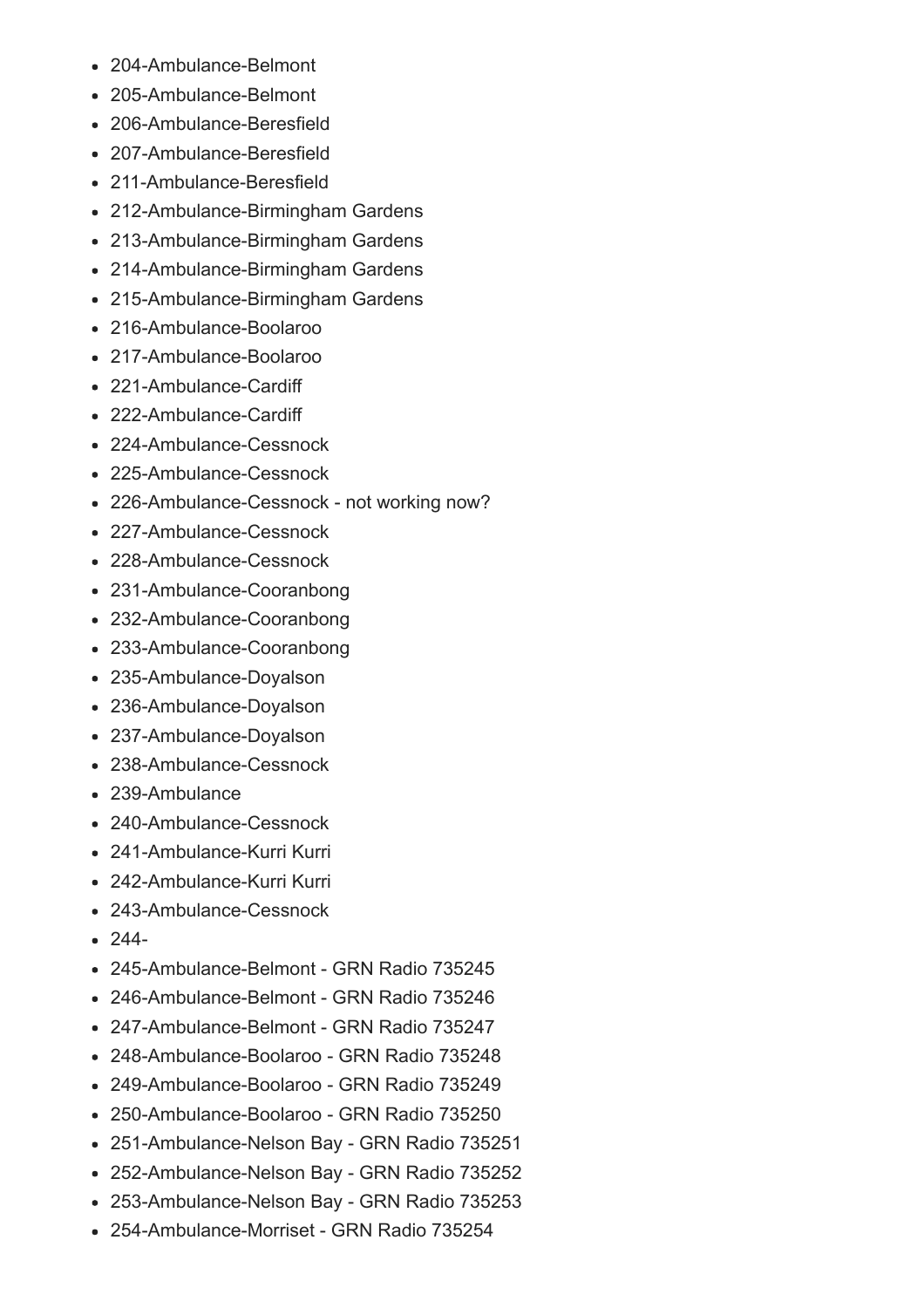- 204-Ambulance-Belmont
- 205-Ambulance-Belmont
- 206-Ambulance-Beresfield
- 207-Ambulance-Beresfield
- 211-Ambulance-Beresfield
- 212-Ambulance-Birmingham Gardens
- 213-Ambulance-Birmingham Gardens
- 214-Ambulance-Birmingham Gardens
- 215-Ambulance-Birmingham Gardens
- 216-Ambulance-Boolaroo
- 217-Ambulance-Boolaroo
- 221-Ambulance-Cardiff
- 222-Ambulance-Cardiff
- 224-Ambulance-Cessnock
- 225-Ambulance-Cessnock
- 226-Ambulance-Cessnock - not working now?
- 227-Ambulance-Cessnock
- 228-Ambulance-Cessnock
- 231-Ambulance-Cooranbong
- 232-Ambulance-Cooranbong
- 233-Ambulance-Cooranbong
- 235-Ambulance-Doyalson
- 236-Ambulance-Doyalson
- 237-Ambulance-Doyalson
- 238-Ambulance-Cessnock
- 239-Ambulance
- 240-Ambulance-Cessnock
- 241-Ambulance-Kurri Kurri
- 242-Ambulance-Kurri Kurri
- 243-Ambulance-Cessnock
- 244-
- 245-Ambulance-Belmont - GRN Radio 735245
- 246-Ambulance-Belmont - GRN Radio 735246
- 247-Ambulance-Belmont - GRN Radio 735247
- 248-Ambulance-Boolaroo - GRN Radio 735248
- 249-Ambulance-Boolaroo - GRN Radio 735249
- 250-Ambulance-Boolaroo - GRN Radio 735250
- 251-Ambulance-Nelson Bay - GRN Radio 735251
- 252-Ambulance-Nelson Bay - GRN Radio 735252
- 253-Ambulance-Nelson Bay - GRN Radio 735253
- 254-Ambulance-Morriset - GRN Radio 735254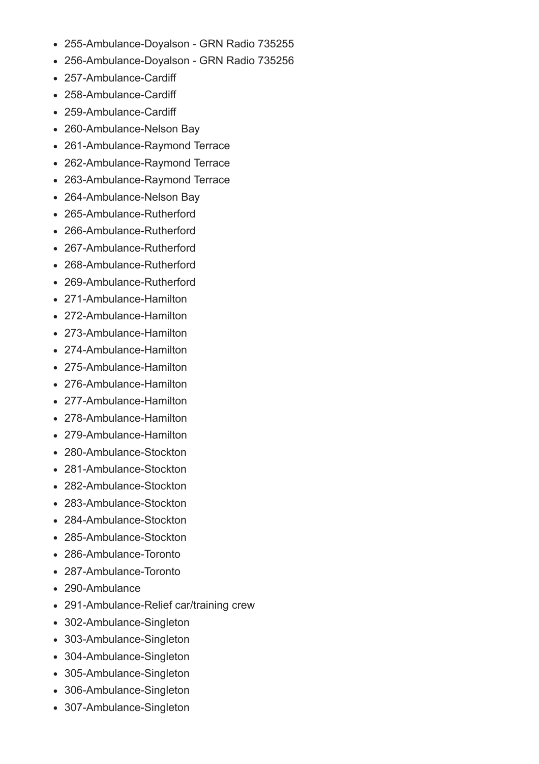- 255-Ambulance-Doyalson - GRN Radio 735255
- 256-Ambulance-Doyalson - GRN Radio 735256
- 257-Ambulance-Cardiff
- 258-Ambulance-Cardiff
- 259-Ambulance-Cardiff
- 260-Ambulance-Nelson Bay
- 261-Ambulance-Raymond Terrace
- 262-Ambulance-Raymond Terrace
- 263-Ambulance-Raymond Terrace
- 264-Ambulance-Nelson Bay
- 265-Ambulance-Rutherford
- 266-Ambulance-Rutherford
- 267-Ambulance-Rutherford
- 268-Ambulance-Rutherford
- 269-Ambulance-Rutherford
- 271-Ambulance-Hamilton
- 272-Ambulance-Hamilton
- 273-Ambulance-Hamilton
- 274-Ambulance-Hamilton
- 275-Ambulance-Hamilton
- 276-Ambulance-Hamilton
- 277-Ambulance-Hamilton
- 278-Ambulance-Hamilton
- 279-Ambulance-Hamilton
- 280-Ambulance-Stockton
- 281-Ambulance-Stockton
- 282-Ambulance-Stockton
- 283-Ambulance-Stockton
- 284-Ambulance-Stockton
- 285-Ambulance-Stockton
- 286-Ambulance-Toronto
- 287-Ambulance-Toronto
- 290-Ambulance
- 291-Ambulance-Relief car/training crew
- 302-Ambulance-Singleton
- 303-Ambulance-Singleton
- 304-Ambulance-Singleton
- 305-Ambulance-Singleton
- 306-Ambulance-Singleton
- 307-Ambulance-Singleton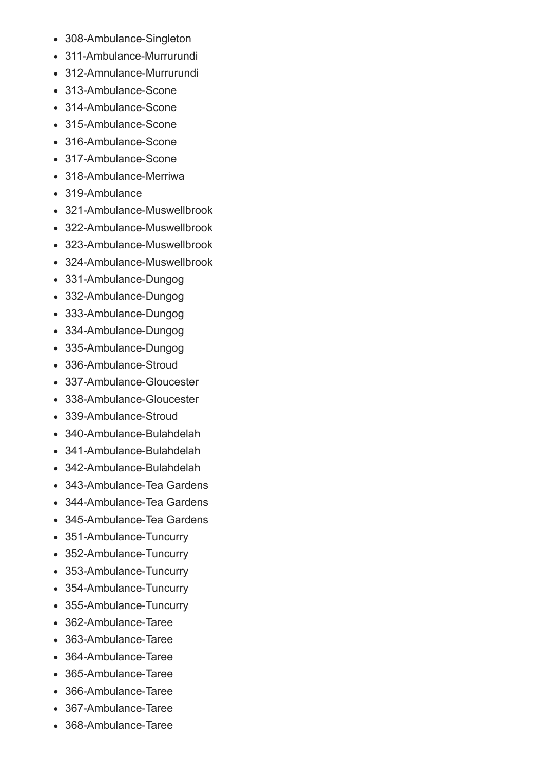- 308-Ambulance-Singleton
- 311-Ambulance-Murrurundi
- 312-Amnulance-Murrurundi
- 313-Ambulance-Scone
- 314-Ambulance-Scone
- 315-Ambulance-Scone
- 316-Ambulance-Scone
- 317-Ambulance-Scone
- 318-Ambulance-Merriwa
- 319-Ambulance
- 321-Ambulance-Muswellbrook
- 322-Ambulance-Muswellbrook
- 323-Ambulance-Muswellbrook
- 324-Ambulance-Muswellbrook
- 331-Ambulance-Dungog
- 332-Ambulance-Dungog
- 333-Ambulance-Dungog
- 334-Ambulance-Dungog
- 335-Ambulance-Dungog
- 336-Ambulance-Stroud
- 337-Ambulance-Gloucester
- 338-Ambulance-Gloucester
- 339-Ambulance-Stroud
- 340-Ambulance-Bulahdelah
- 341-Ambulance-Bulahdelah
- 342-Ambulance-Bulahdelah
- 343-Ambulance-Tea Gardens
- 344-Ambulance-Tea Gardens
- 345-Ambulance-Tea Gardens
- 351-Ambulance-Tuncurry
- 352-Ambulance-Tuncurry
- 353-Ambulance-Tuncurry
- 354-Ambulance-Tuncurry
- 355-Ambulance-Tuncurry
- 362-Ambulance-Taree
- 363-Ambulance-Taree
- 364-Ambulance-Taree
- 365-Ambulance-Taree
- 366-Ambulance-Taree
- 367-Ambulance-Taree
- 368-Ambulance-Taree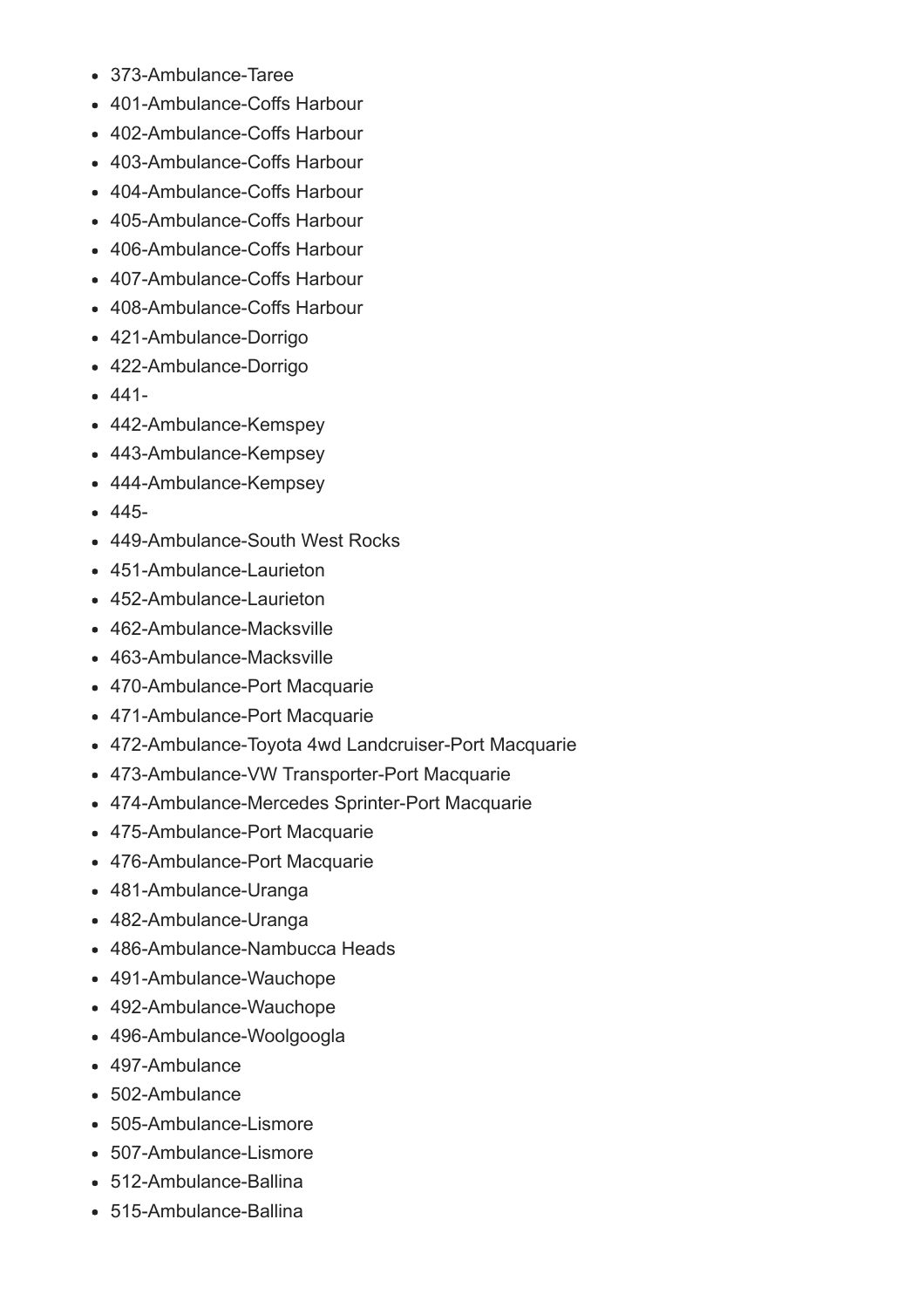- 373-Ambulance-Taree
- 401-Ambulance-Coffs Harbour
- 402-Ambulance-Coffs Harbour
- 403-Ambulance-Coffs Harbour
- 404-Ambulance-Coffs Harbour
- 405-Ambulance-Coffs Harbour
- 406-Ambulance-Coffs Harbour
- 407-Ambulance-Coffs Harbour
- 408-Ambulance-Coffs Harbour
- 421-Ambulance-Dorrigo
- 422-Ambulance-Dorrigo
- 441-
- 442-Ambulance-Kemspey
- 443-Ambulance-Kempsey
- 444-Ambulance-Kempsey
- 445-
- 449-Ambulance-South West Rocks
- 451-Ambulance-Laurieton
- 452-Ambulance-Laurieton
- 462-Ambulance-Macksville
- 463-Ambulance-Macksville
- 470-Ambulance-Port Macquarie
- 471-Ambulance-Port Macquarie
- 472-Ambulance-Toyota 4wd Landcruiser-Port Macquarie
- 473-Ambulance-VW Transporter-Port Macquarie
- 474-Ambulance-Mercedes Sprinter-Port Macquarie
- 475-Ambulance-Port Macquarie
- 476-Ambulance-Port Macquarie
- 481-Ambulance-Uranga
- 482-Ambulance-Uranga
- 486-Ambulance-Nambucca Heads
- 491-Ambulance-Wauchope
- 492-Ambulance-Wauchope
- 496-Ambulance-Woolgoogla
- 497-Ambulance
- 502-Ambulance
- 505-Ambulance-Lismore
- 507-Ambulance-Lismore
- 512-Ambulance-Ballina
- 515-Ambulance-Ballina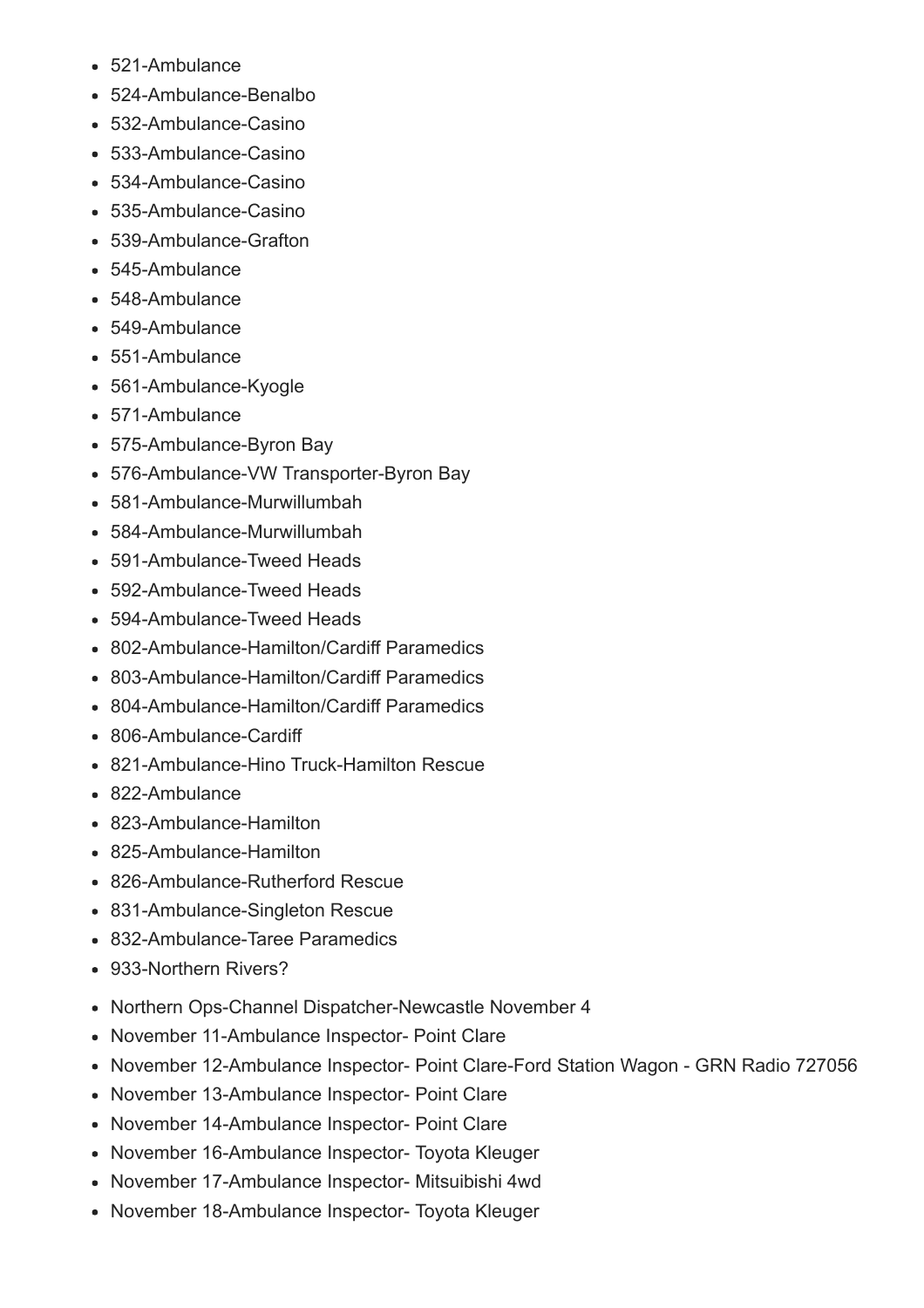- 521-Ambulance
- 524-Ambulance-Benalbo
- 532-Ambulance-Casino
- 533-Ambulance-Casino
- 534-Ambulance-Casino
- 535-Ambulance-Casino
- 539-Ambulance-Grafton
- 545-Ambulance
- 548-Ambulance
- 549-Ambulance
- 551-Ambulance
- 561-Ambulance-Kyogle
- 571-Ambulance
- 575-Ambulance-Byron Bay
- 576-Ambulance-VW Transporter-Byron Bay
- 581-Ambulance-Murwillumbah
- 584-Ambulance-Murwillumbah
- 591-Ambulance-Tweed Heads
- 592-Ambulance-Tweed Heads
- 594-Ambulance-Tweed Heads
- 802-Ambulance-Hamilton/Cardiff Paramedics
- 803-Ambulance-Hamilton/Cardiff Paramedics
- 804-Ambulance-Hamilton/Cardiff Paramedics
- 806-Ambulance-Cardiff
- 821-Ambulance-Hino Truck-Hamilton Rescue
- 822-Ambulance
- 823-Ambulance-Hamilton
- 825-Ambulance-Hamilton
- 826-Ambulance-Rutherford Rescue
- 831-Ambulance-Singleton Rescue
- 832-Ambulance-Taree Paramedics
- 933-Northern Rivers?

- Northern Ops-Channel Dispatcher-Newcastle November 4
- November 11-Ambulance Inspector- Point Clare
- November 12-Ambulance Inspector- Point Clare-Ford Station Wagon - GRN Radio 727056
- November 13-Ambulance Inspector- Point Clare
- November 14-Ambulance Inspector- Point Clare
- November 16-Ambulance Inspector- Toyota Kleuger
- November 17-Ambulance Inspector- Mitsuibishi 4wd
- November 18-Ambulance Inspector- Toyota Kleuger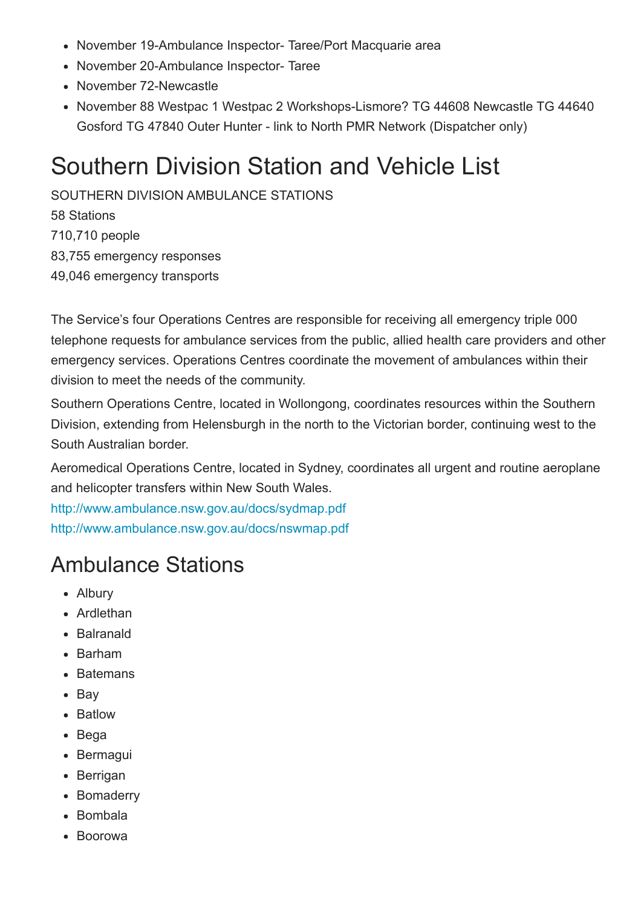- November 19-Ambulance Inspector- Taree/Port Macquarie area
- November 20-Ambulance Inspector- Taree
- November 72-Newcastle
- November 88 Westpac 1 Westpac 2 Workshops-Lismore? TG 44608 Newcastle TG 44640 Gosford TG 47840 Outer Hunter - link to North PMR Network (Dispatcher only)

# Southern Division Station and Vehicle List

SOUTHERN DIVISION AMBULANCE STATIONS
58 Stations
710,710 people
83,755 emergency responses
49,046 emergency transports

The Service's four Operations Centres are responsible for receiving all emergency triple 000 telephone requests for ambulance services from the public, allied health care providers and other emergency services. Operations Centres coordinate the movement of ambulances within their division to meet the needs of the community.

Southern Operations Centre, located in Wollongong, coordinates resources within the Southern Division, extending from Helensburgh in the north to the Victorian border, continuing west to the South Australian border.

Aeromedical Operations Centre, located in Sydney, coordinates all urgent and routine aeroplane and helicopter transfers within New South Wales.

http://www.ambulance.nsw.gov.au/docs/sydmap.pdf
http://www.ambulance.nsw.gov.au/docs/nswmap.pdf

## Ambulance Stations

- Albury
- Ardlethan
- Balranald
- Barham
- Batemans
- Bay
- Batlow
- Bega
- Bermagui
- Berrigan
- Bomaderry
- Bombala
- Boorowa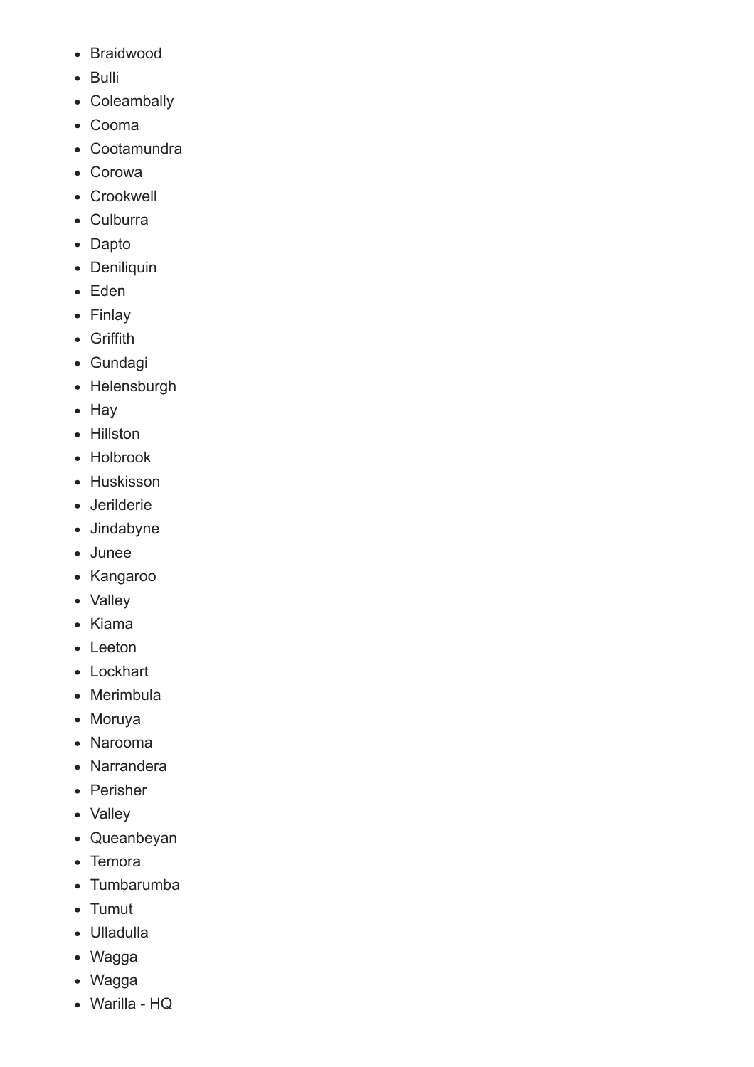- Braidwood
- Bulli
- Coleambally
- Cooma
- Cootamundra
- Corowa
- Crookwell
- Culburra
- Dapto
- Deniliquin
- Eden
- Finlay
- Griffith
- Gundagi
- Helensburgh
- Hay
- Hillston
- Holbrook
- Huskisson
- Jerilderie
- Jindabyne
- Junee
- Kangaroo
- Valley
- Kiama
- Leeton
- Lockhart
- Merimbula
- Moruya
- Narooma
- Narrandera
- Perisher
- Valley
- Queanbeyan
- Temora
- Tumbarumba
- Tumut
- Ulladulla
- Wagga
- Wagga
- Warilla - HQ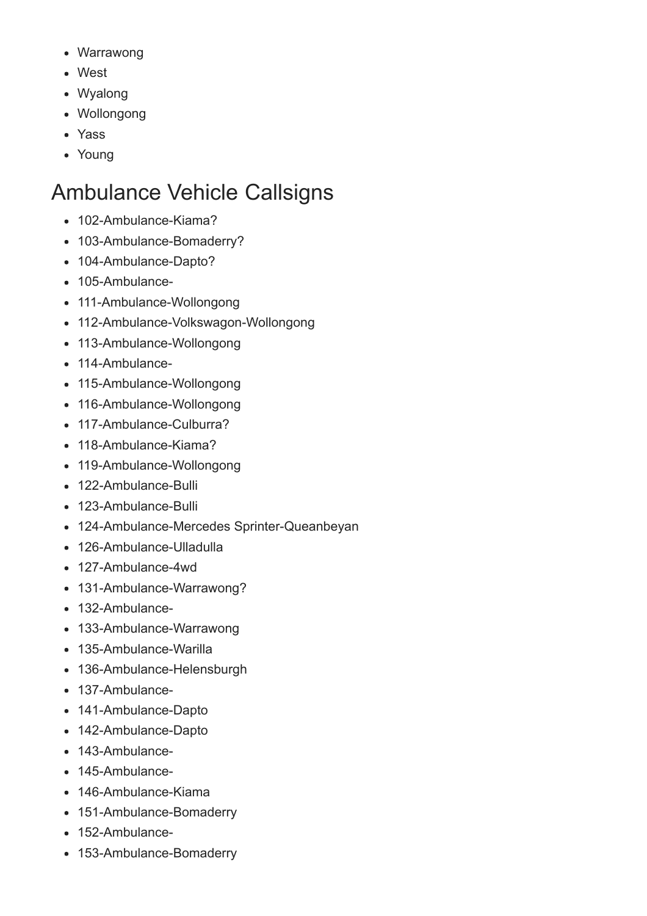- Warrawong
- West
- Wyalong
- Wollongong
- Yass
- Young

## Ambulance Vehicle Callsigns

- 102-Ambulance-Kiama?
- 103-Ambulance-Bomaderry?
- 104-Ambulance-Dapto?
- 105-Ambulance-
- 111-Ambulance-Wollongong
- 112-Ambulance-Volkswagon-Wollongong
- 113-Ambulance-Wollongong
- 114-Ambulance-
- 115-Ambulance-Wollongong
- 116-Ambulance-Wollongong
- 117-Ambulance-Culburra?
- 118-Ambulance-Kiama?
- 119-Ambulance-Wollongong
- 122-Ambulance-Bulli
- 123-Ambulance-Bulli
- 124-Ambulance-Mercedes Sprinter-Queanbeyan
- 126-Ambulance-Ulladulla
- 127-Ambulance-4wd
- 131-Ambulance-Warrawong?
- 132-Ambulance-
- 133-Ambulance-Warrawong
- 135-Ambulance-Warilla
- 136-Ambulance-Helensburgh
- 137-Ambulance-
- 141-Ambulance-Dapto
- 142-Ambulance-Dapto
- 143-Ambulance-
- 145-Ambulance-
- 146-Ambulance-Kiama
- 151-Ambulance-Bomaderry
- 152-Ambulance-
- 153-Ambulance-Bomaderry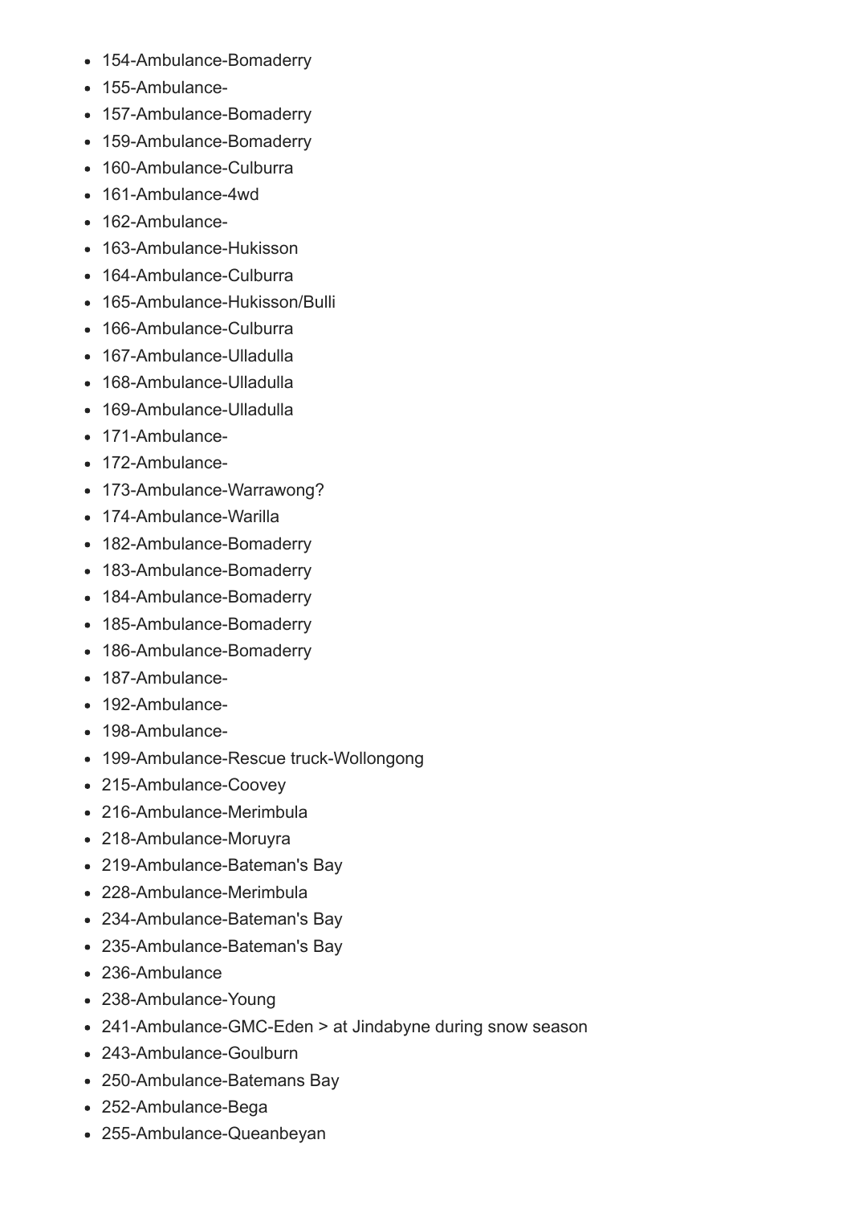- 154-Ambulance-Bomaderry
- 155-Ambulance-
- 157-Ambulance-Bomaderry
- 159-Ambulance-Bomaderry
- 160-Ambulance-Culburra
- 161-Ambulance-4wd
- 162-Ambulance-
- 163-Ambulance-Hukisson
- 164-Ambulance-Culburra
- 165-Ambulance-Hukisson/Bulli
- 166-Ambulance-Culburra
- 167-Ambulance-Ulladulla
- 168-Ambulance-Ulladulla
- 169-Ambulance-Ulladulla
- 171-Ambulance-
- 172-Ambulance-
- 173-Ambulance-Warrawong?
- 174-Ambulance-Warilla
- 182-Ambulance-Bomaderry
- 183-Ambulance-Bomaderry
- 184-Ambulance-Bomaderry
- 185-Ambulance-Bomaderry
- 186-Ambulance-Bomaderry
- 187-Ambulance-
- 192-Ambulance-
- 198-Ambulance-
- 199-Ambulance-Rescue truck-Wollongong
- 215-Ambulance-Coovey
- 216-Ambulance-Merimbula
- 218-Ambulance-Moruyra
- 219-Ambulance-Bateman's Bay
- 228-Ambulance-Merimbula
- 234-Ambulance-Bateman's Bay
- 235-Ambulance-Bateman's Bay
- 236-Ambulance
- 238-Ambulance-Young
- 241-Ambulance-GMC-Eden > at Jindabyne during snow season
- 243-Ambulance-Goulburn
- 250-Ambulance-Batemans Bay
- 252-Ambulance-Bega
- 255-Ambulance-Queanbeyan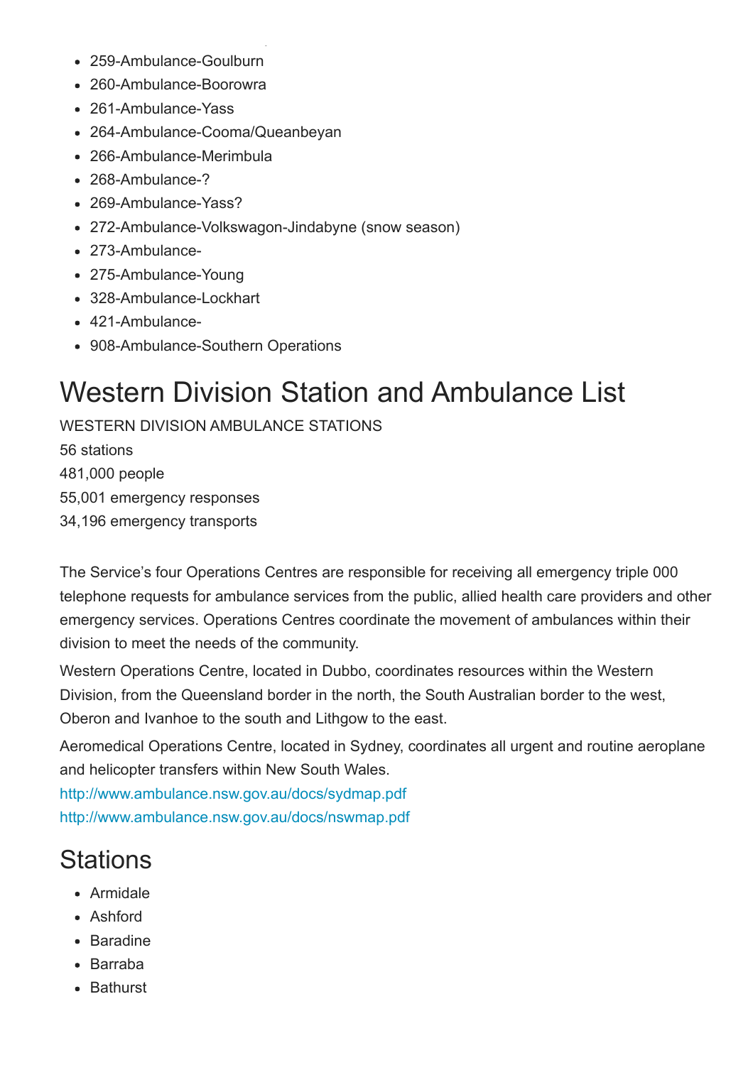- 259-Ambulance-Goulburn
- 260-Ambulance-Boorowra
- 261-Ambulance-Yass
- 264-Ambulance-Cooma/Queanbeyan
- 266-Ambulance-Merimbula
- 268-Ambulance-?
- 269-Ambulance-Yass?
- 272-Ambulance-Volkswagon-Jindabyne (snow season)
- 273-Ambulance-
- 275-Ambulance-Young
- 328-Ambulance-Lockhart
- 421-Ambulance-
- 908-Ambulance-Southern Operations

# Western Division Station and Ambulance List

WESTERN DIVISION AMBULANCE STATIONS

56 stations

481,000 people

55,001 emergency responses

34,196 emergency transports

The Service's four Operations Centres are responsible for receiving all emergency triple 000 telephone requests for ambulance services from the public, allied health care providers and other emergency services. Operations Centres coordinate the movement of ambulances within their division to meet the needs of the community.

Western Operations Centre, located in Dubbo, coordinates resources within the Western Division, from the Queensland border in the north, the South Australian border to the west, Oberon and Ivanhoe to the south and Lithgow to the east.

Aeromedical Operations Centre, located in Sydney, coordinates all urgent and routine aeroplane and helicopter transfers within New South Wales.

http://www.ambulance.nsw.gov.au/docs/sydmap.pdf

http://www.ambulance.nsw.gov.au/docs/nswmap.pdf

## Stations

- Armidale
- Ashford
- Baradine
- Barraba
- Bathurst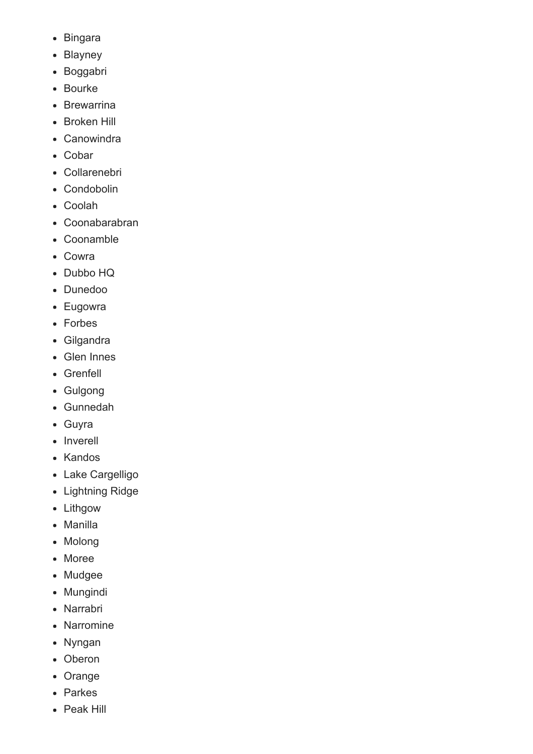- Bingara
- Blayney
- Boggabri
- Bourke
- Brewarrina
- Broken Hill
- Canowindra
- Cobar
- Collarenebri
- Condobolin
- Coolah
- Coonabarabran
- Coonamble
- Cowra
- Dubbo HQ
- Dunedoo
- Eugowra
- Forbes
- Gilgandra
- Glen Innes
- Grenfell
- Gulgong
- Gunnedah
- Guyra
- Inverell
- Kandos
- Lake Cargelligo
- Lightning Ridge
- Lithgow
- Manilla
- Molong
- Moree
- Mudgee
- Mungindi
- Narrabri
- Narromine
- Nyngan
- Oberon
- Orange
- Parkes
- Peak Hill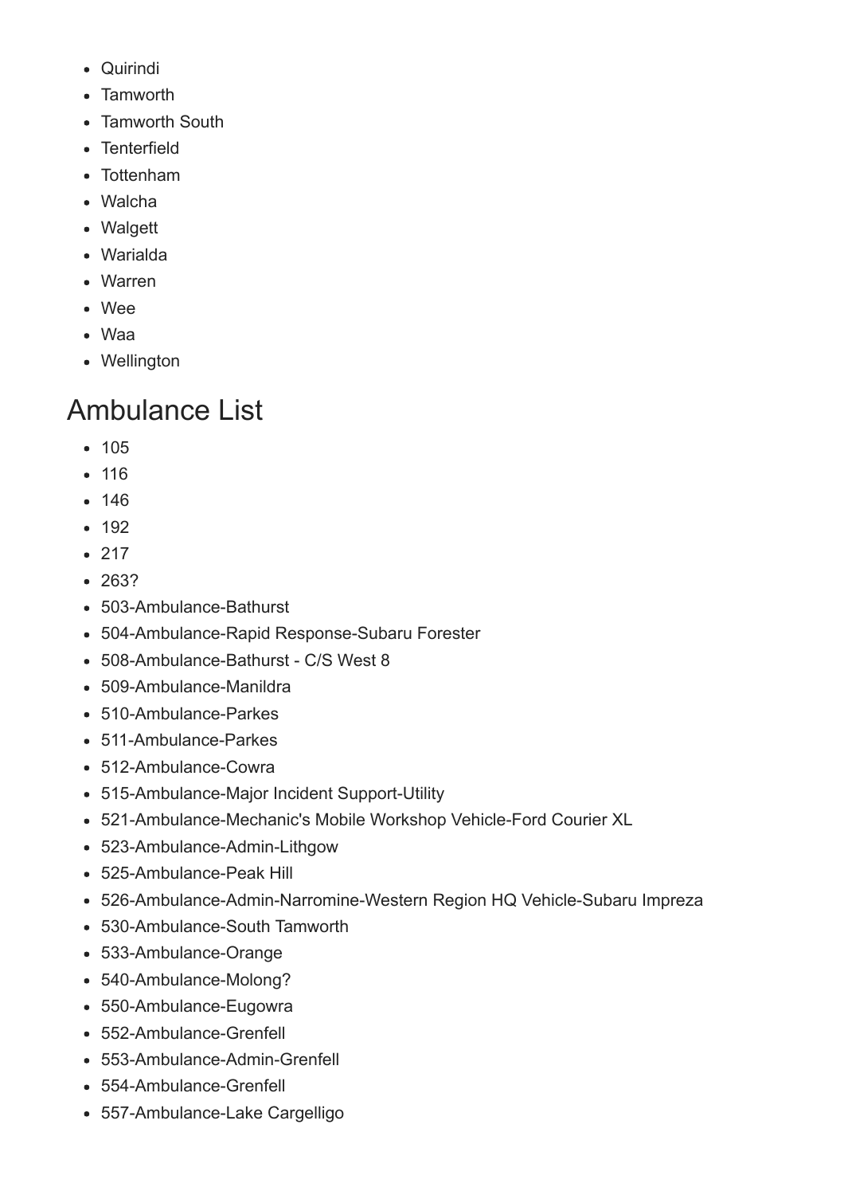- Quirindi
- Tamworth
- Tamworth South
- Tenterfield
- Tottenham
- Walcha
- Walgett
- Warialda
- Warren
- Wee
- Waa
- Wellington

## Ambulance List

- 105
- 116
- 146
- 192
- 217
- 263?
- 503-Ambulance-Bathurst
- 504-Ambulance-Rapid Response-Subaru Forester
- 508-Ambulance-Bathurst - C/S West 8
- 509-Ambulance-Manildra
- 510-Ambulance-Parkes
- 511-Ambulance-Parkes
- 512-Ambulance-Cowra
- 515-Ambulance-Major Incident Support-Utility
- 521-Ambulance-Mechanic's Mobile Workshop Vehicle-Ford Courier XL
- 523-Ambulance-Admin-Lithgow
- 525-Ambulance-Peak Hill
- 526-Ambulance-Admin-Narromine-Western Region HQ Vehicle-Subaru Impreza
- 530-Ambulance-South Tamworth
- 533-Ambulance-Orange
- 540-Ambulance-Molong?
- 550-Ambulance-Eugowra
- 552-Ambulance-Grenfell
- 553-Ambulance-Admin-Grenfell
- 554-Ambulance-Grenfell
- 557-Ambulance-Lake Cargelligo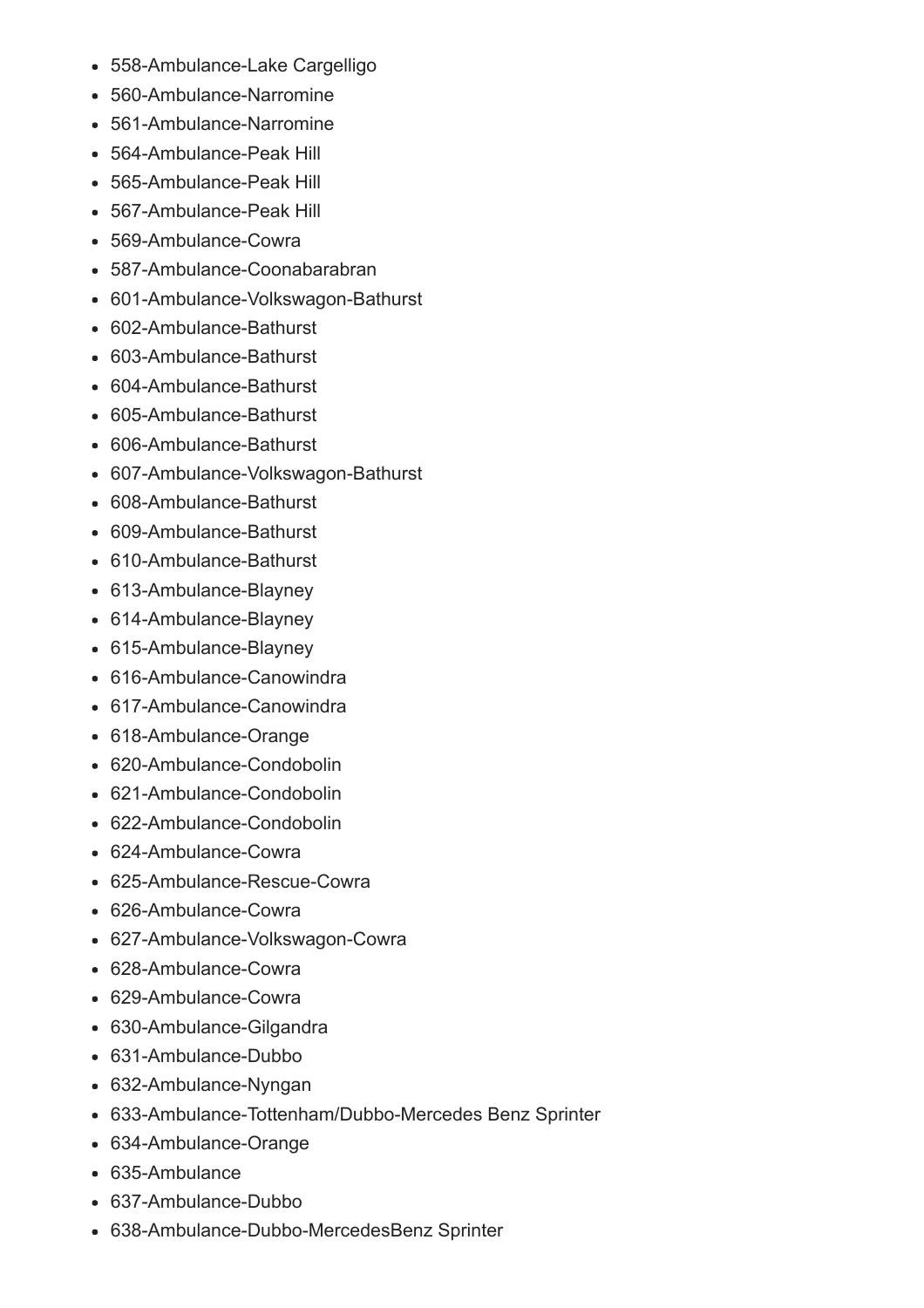- 558-Ambulance-Lake Cargelligo
- 560-Ambulance-Narromine
- 561-Ambulance-Narromine
- 564-Ambulance-Peak Hill
- 565-Ambulance-Peak Hill
- 567-Ambulance-Peak Hill
- 569-Ambulance-Cowra
- 587-Ambulance-Coonabarabran
- 601-Ambulance-Volkswagon-Bathurst
- 602-Ambulance-Bathurst
- 603-Ambulance-Bathurst
- 604-Ambulance-Bathurst
- 605-Ambulance-Bathurst
- 606-Ambulance-Bathurst
- 607-Ambulance-Volkswagon-Bathurst
- 608-Ambulance-Bathurst
- 609-Ambulance-Bathurst
- 610-Ambulance-Bathurst
- 613-Ambulance-Blayney
- 614-Ambulance-Blayney
- 615-Ambulance-Blayney
- 616-Ambulance-Canowindra
- 617-Ambulance-Canowindra
- 618-Ambulance-Orange
- 620-Ambulance-Condobolin
- 621-Ambulance-Condobolin
- 622-Ambulance-Condobolin
- 624-Ambulance-Cowra
- 625-Ambulance-Rescue-Cowra
- 626-Ambulance-Cowra
- 627-Ambulance-Volkswagon-Cowra
- 628-Ambulance-Cowra
- 629-Ambulance-Cowra
- 630-Ambulance-Gilgandra
- 631-Ambulance-Dubbo
- 632-Ambulance-Nyngan
- 633-Ambulance-Tottenham/Dubbo-Mercedes Benz Sprinter
- 634-Ambulance-Orange
- 635-Ambulance
- 637-Ambulance-Dubbo
- 638-Ambulance-Dubbo-MercedesBenz Sprinter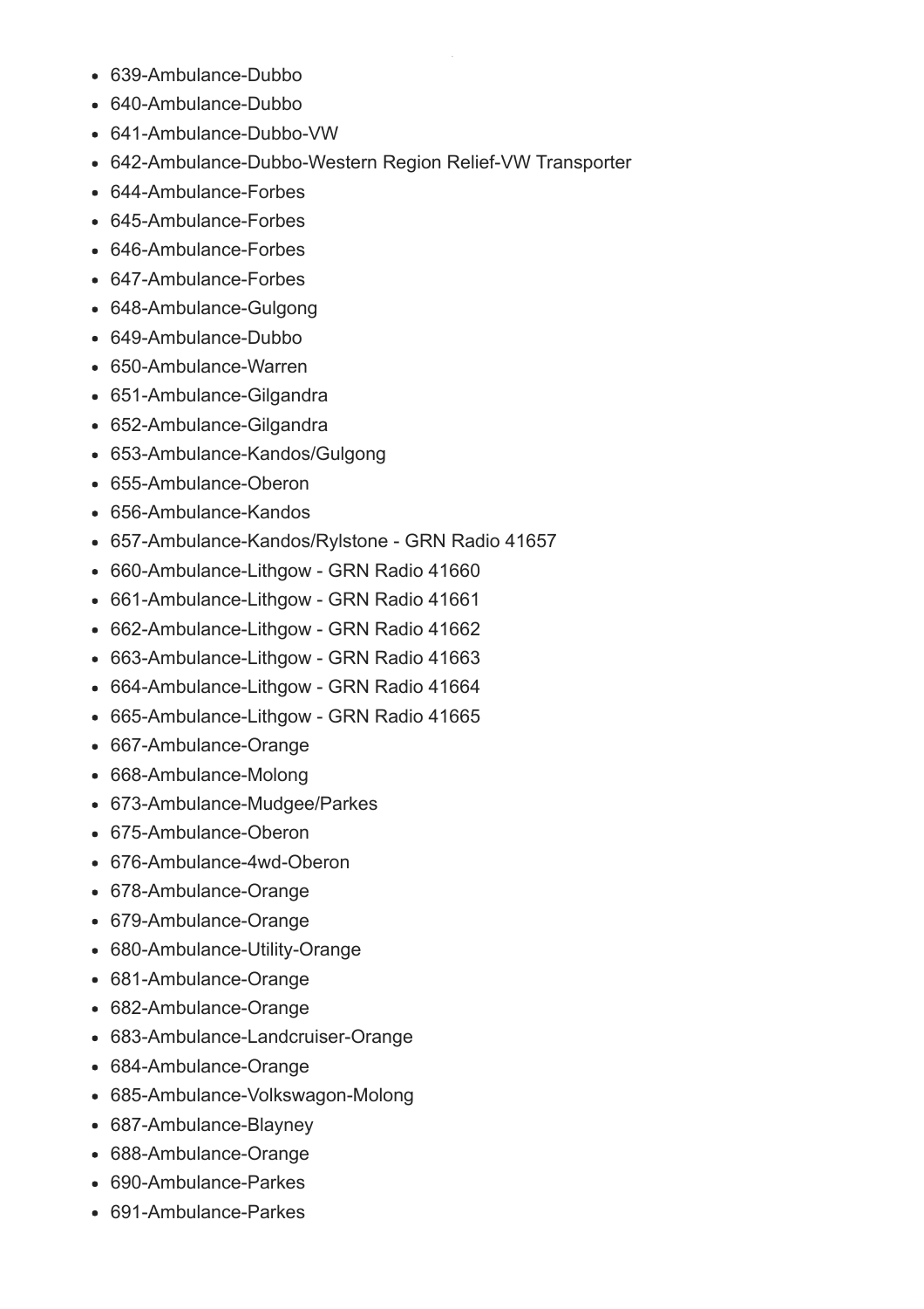- 639-Ambulance-Dubbo
- 640-Ambulance-Dubbo
- 641-Ambulance-Dubbo-VW
- 642-Ambulance-Dubbo-Western Region Relief-VW Transporter
- 644-Ambulance-Forbes
- 645-Ambulance-Forbes
- 646-Ambulance-Forbes
- 647-Ambulance-Forbes
- 648-Ambulance-Gulgong
- 649-Ambulance-Dubbo
- 650-Ambulance-Warren
- 651-Ambulance-Gilgandra
- 652-Ambulance-Gilgandra
- 653-Ambulance-Kandos/Gulgong
- 655-Ambulance-Oberon
- 656-Ambulance-Kandos
- 657-Ambulance-Kandos/Rylstone - GRN Radio 41657
- 660-Ambulance-Lithgow - GRN Radio 41660
- 661-Ambulance-Lithgow - GRN Radio 41661
- 662-Ambulance-Lithgow - GRN Radio 41662
- 663-Ambulance-Lithgow - GRN Radio 41663
- 664-Ambulance-Lithgow - GRN Radio 41664
- 665-Ambulance-Lithgow - GRN Radio 41665
- 667-Ambulance-Orange
- 668-Ambulance-Molong
- 673-Ambulance-Mudgee/Parkes
- 675-Ambulance-Oberon
- 676-Ambulance-4wd-Oberon
- 678-Ambulance-Orange
- 679-Ambulance-Orange
- 680-Ambulance-Utility-Orange
- 681-Ambulance-Orange
- 682-Ambulance-Orange
- 683-Ambulance-Landcruiser-Orange
- 684-Ambulance-Orange
- 685-Ambulance-Volkswagon-Molong
- 687-Ambulance-Blayney
- 688-Ambulance-Orange
- 690-Ambulance-Parkes
- 691-Ambulance-Parkes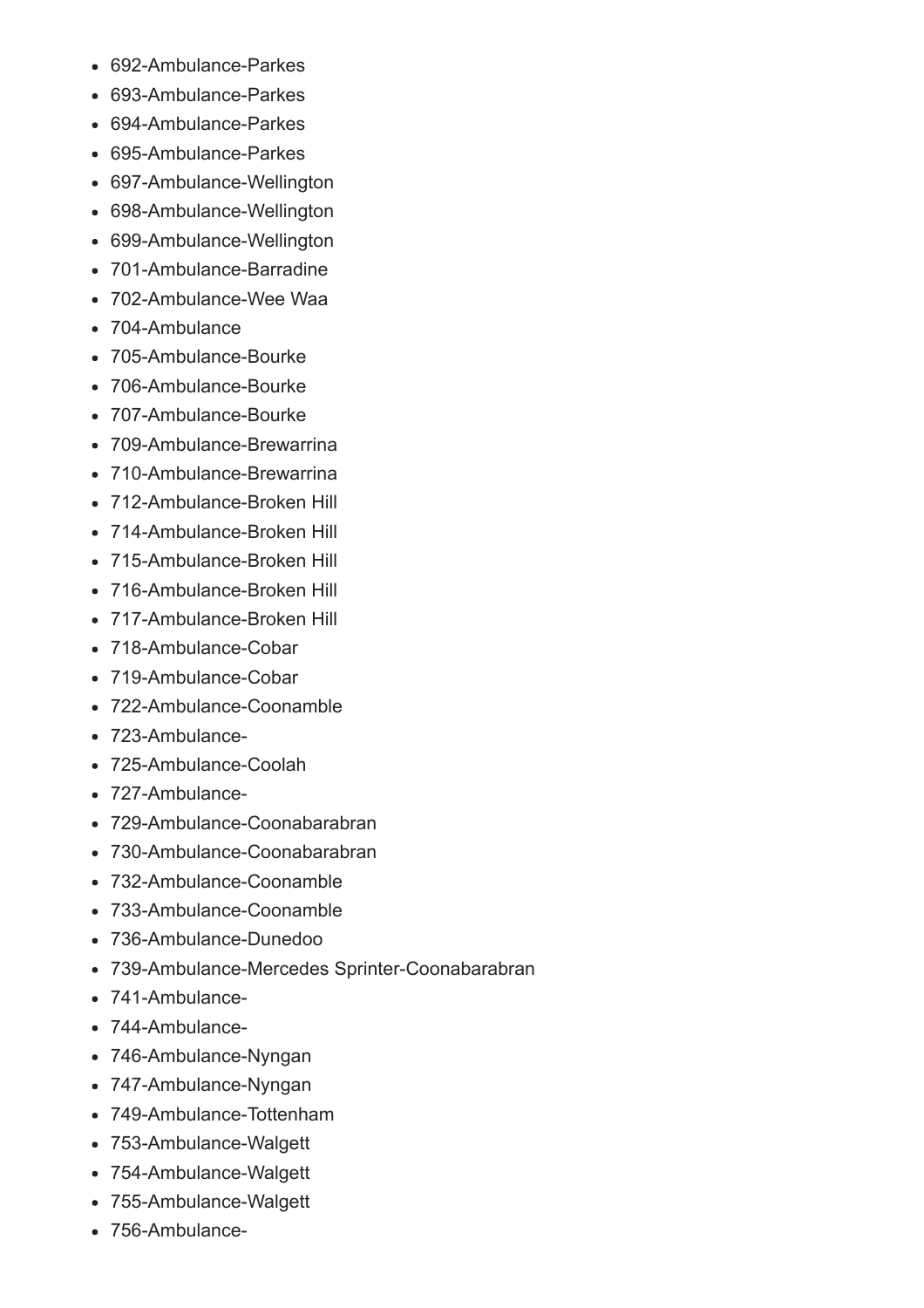- 692-Ambulance-Parkes
- 693-Ambulance-Parkes
- 694-Ambulance-Parkes
- 695-Ambulance-Parkes
- 697-Ambulance-Wellington
- 698-Ambulance-Wellington
- 699-Ambulance-Wellington
- 701-Ambulance-Barradine
- 702-Ambulance-Wee Waa
- 704-Ambulance
- 705-Ambulance-Bourke
- 706-Ambulance-Bourke
- 707-Ambulance-Bourke
- 709-Ambulance-Brewarrina
- 710-Ambulance-Brewarrina
- 712-Ambulance-Broken Hill
- 714-Ambulance-Broken Hill
- 715-Ambulance-Broken Hill
- 716-Ambulance-Broken Hill
- 717-Ambulance-Broken Hill
- 718-Ambulance-Cobar
- 719-Ambulance-Cobar
- 722-Ambulance-Coonamble
- 723-Ambulance-
- 725-Ambulance-Coolah
- 727-Ambulance-
- 729-Ambulance-Coonabarabran
- 730-Ambulance-Coonabarabran
- 732-Ambulance-Coonamble
- 733-Ambulance-Coonamble
- 736-Ambulance-Dunedoo
- 739-Ambulance-Mercedes Sprinter-Coonabarabran
- 741-Ambulance-
- 744-Ambulance-
- 746-Ambulance-Nyngan
- 747-Ambulance-Nyngan
- 749-Ambulance-Tottenham
- 753-Ambulance-Walgett
- 754-Ambulance-Walgett
- 755-Ambulance-Walgett
- 756-Ambulance-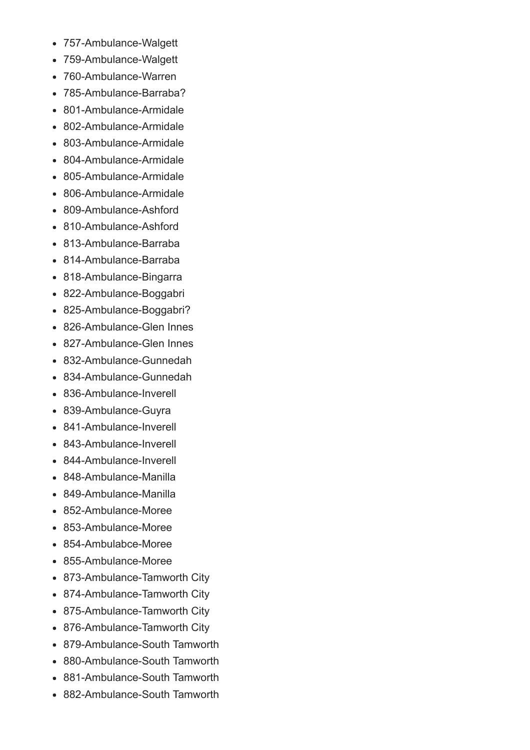- 757-Ambulance-Walgett
- 759-Ambulance-Walgett
- 760-Ambulance-Warren
- 785-Ambulance-Barraba?
- 801-Ambulance-Armidale
- 802-Ambulance-Armidale
- 803-Ambulance-Armidale
- 804-Ambulance-Armidale
- 805-Ambulance-Armidale
- 806-Ambulance-Armidale
- 809-Ambulance-Ashford
- 810-Ambulance-Ashford
- 813-Ambulance-Barraba
- 814-Ambulance-Barraba
- 818-Ambulance-Bingarra
- 822-Ambulance-Boggabri
- 825-Ambulance-Boggabri?
- 826-Ambulance-Glen Innes
- 827-Ambulance-Glen Innes
- 832-Ambulance-Gunnedah
- 834-Ambulance-Gunnedah
- 836-Ambulance-Inverell
- 839-Ambulance-Guyra
- 841-Ambulance-Inverell
- 843-Ambulance-Inverell
- 844-Ambulance-Inverell
- 848-Ambulance-Manilla
- 849-Ambulance-Manilla
- 852-Ambulance-Moree
- 853-Ambulance-Moree
- 854-Ambulabce-Moree
- 855-Ambulance-Moree
- 873-Ambulance-Tamworth City
- 874-Ambulance-Tamworth City
- 875-Ambulance-Tamworth City
- 876-Ambulance-Tamworth City
- 879-Ambulance-South Tamworth
- 880-Ambulance-South Tamworth
- 881-Ambulance-South Tamworth
- 882-Ambulance-South Tamworth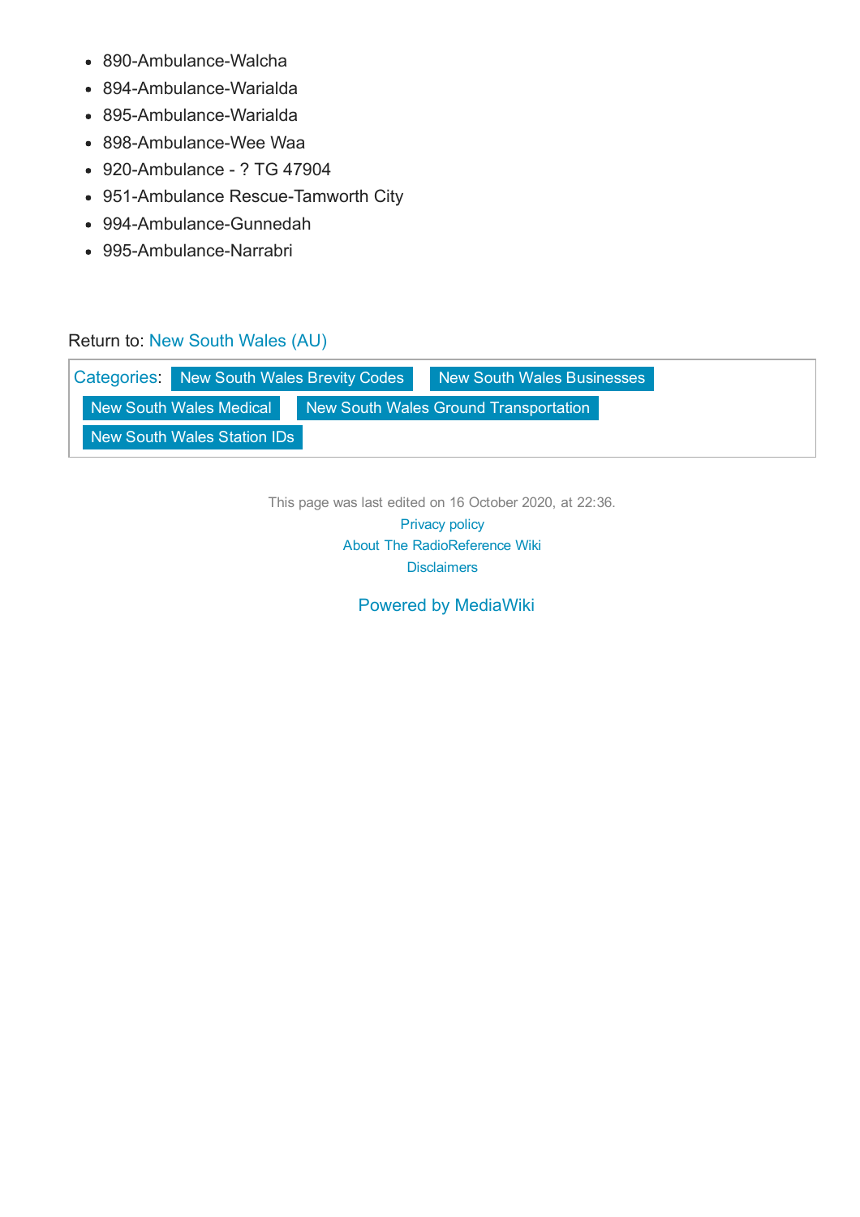- 890-Ambulance-Walcha
- 894-Ambulance-Warialda
- 895-Ambulance-Warialda
- 898-Ambulance-Wee Waa
- 920-Ambulance - ? TG 47904
- 951-Ambulance Rescue-Tamworth City
- 994-Ambulance-Gunnedah
- 995-Ambulance-Narrabri

Return to: New South Wales (AU)

Categories: New South Wales Brevity Codes | New South Wales Businesses | New South Wales Medical | New South Wales Ground Transportation | New South Wales Station IDs

This page was last edited on 16 October 2020, at 22:36.

Privacy policy

About The RadioReference Wiki

Disclaimers

Powered by MediaWiki